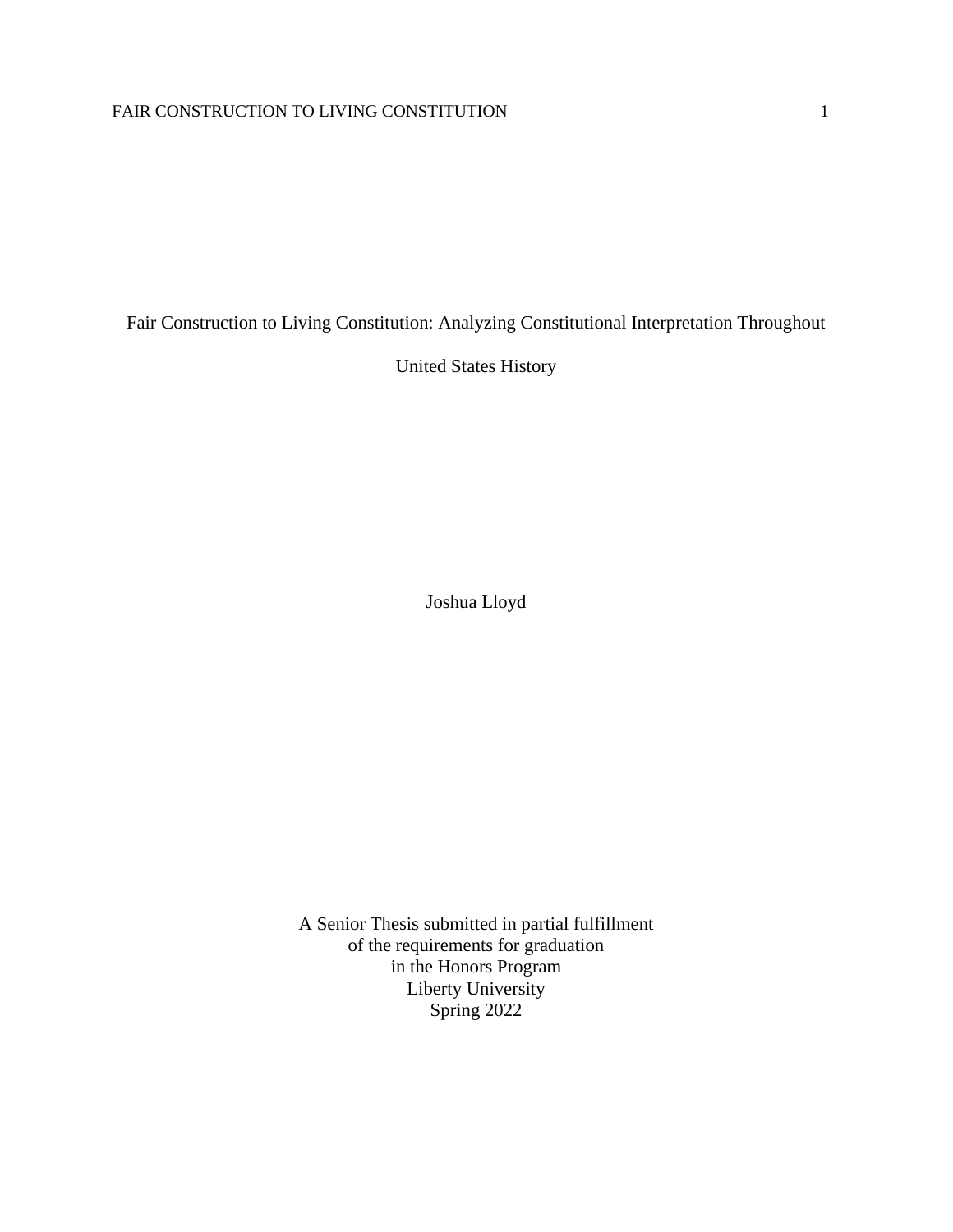# Fair Construction to Living Constitution: Analyzing Constitutional Interpretation Throughout United States History

Joshua Lloyd

A Senior Thesis submitted in partial fulfillment
of the requirements for graduation
in the Honors Program
Liberty University
Spring 2022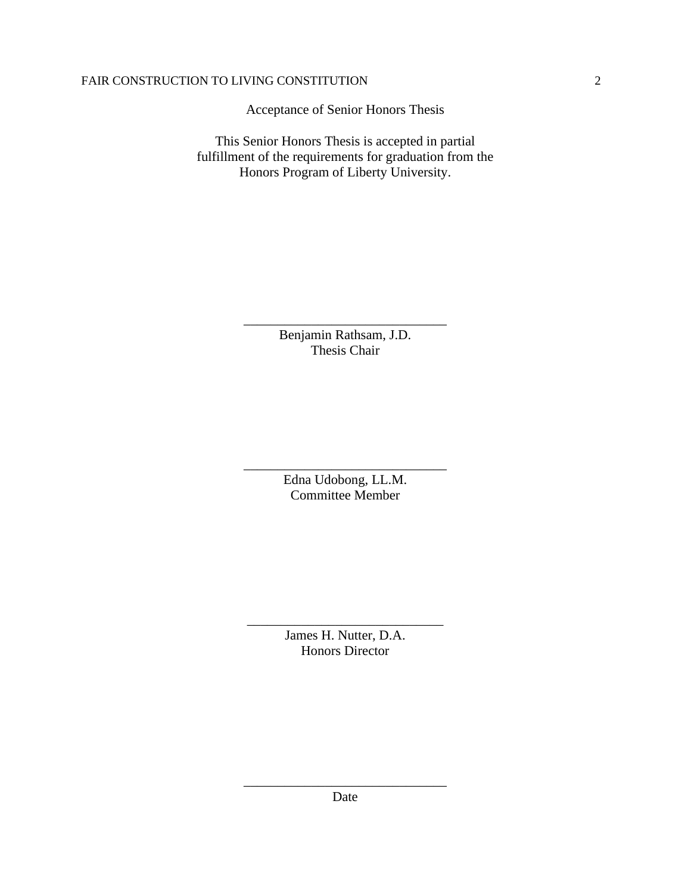Acceptance of Senior Honors Thesis

This Senior Honors Thesis is accepted in partial fulfillment of the requirements for graduation from the Honors Program of Liberty University.

______________________________
Benjamin Rathsam, J.D.
Thesis Chair

______________________________
Edna Udobong, LL.M.
Committee Member

______________________________
James H. Nutter, D.A.
Honors Director

______________________________
Date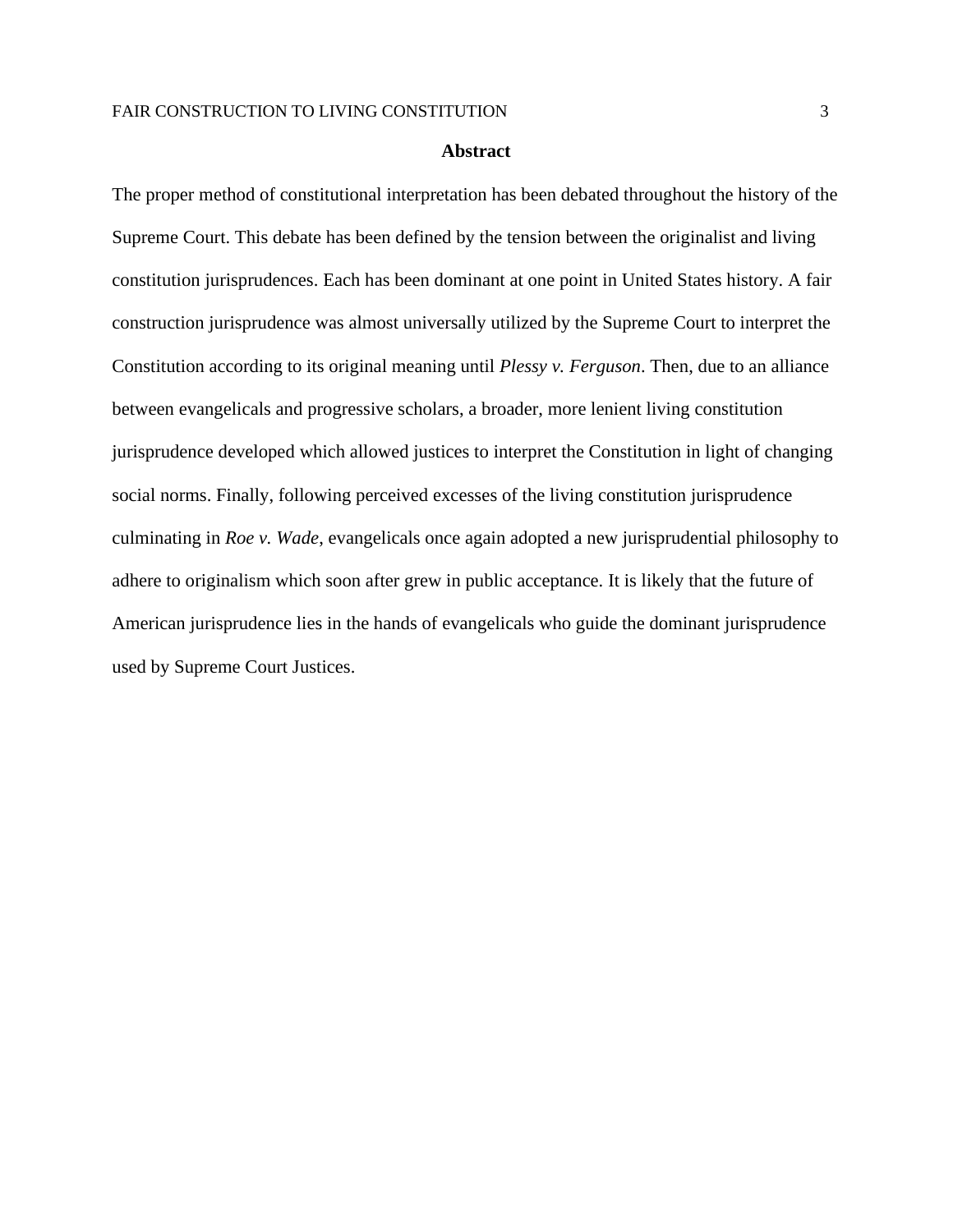## Abstract

The proper method of constitutional interpretation has been debated throughout the history of the Supreme Court. This debate has been defined by the tension between the originalist and living constitution jurisprudences. Each has been dominant at one point in United States history. A fair construction jurisprudence was almost universally utilized by the Supreme Court to interpret the Constitution according to its original meaning until *Plessy v. Ferguson*. Then, due to an alliance between evangelicals and progressive scholars, a broader, more lenient living constitution jurisprudence developed which allowed justices to interpret the Constitution in light of changing social norms. Finally, following perceived excesses of the living constitution jurisprudence culminating in *Roe v. Wade*, evangelicals once again adopted a new jurisprudential philosophy to adhere to originalism which soon after grew in public acceptance. It is likely that the future of American jurisprudence lies in the hands of evangelicals who guide the dominant jurisprudence used by Supreme Court Justices.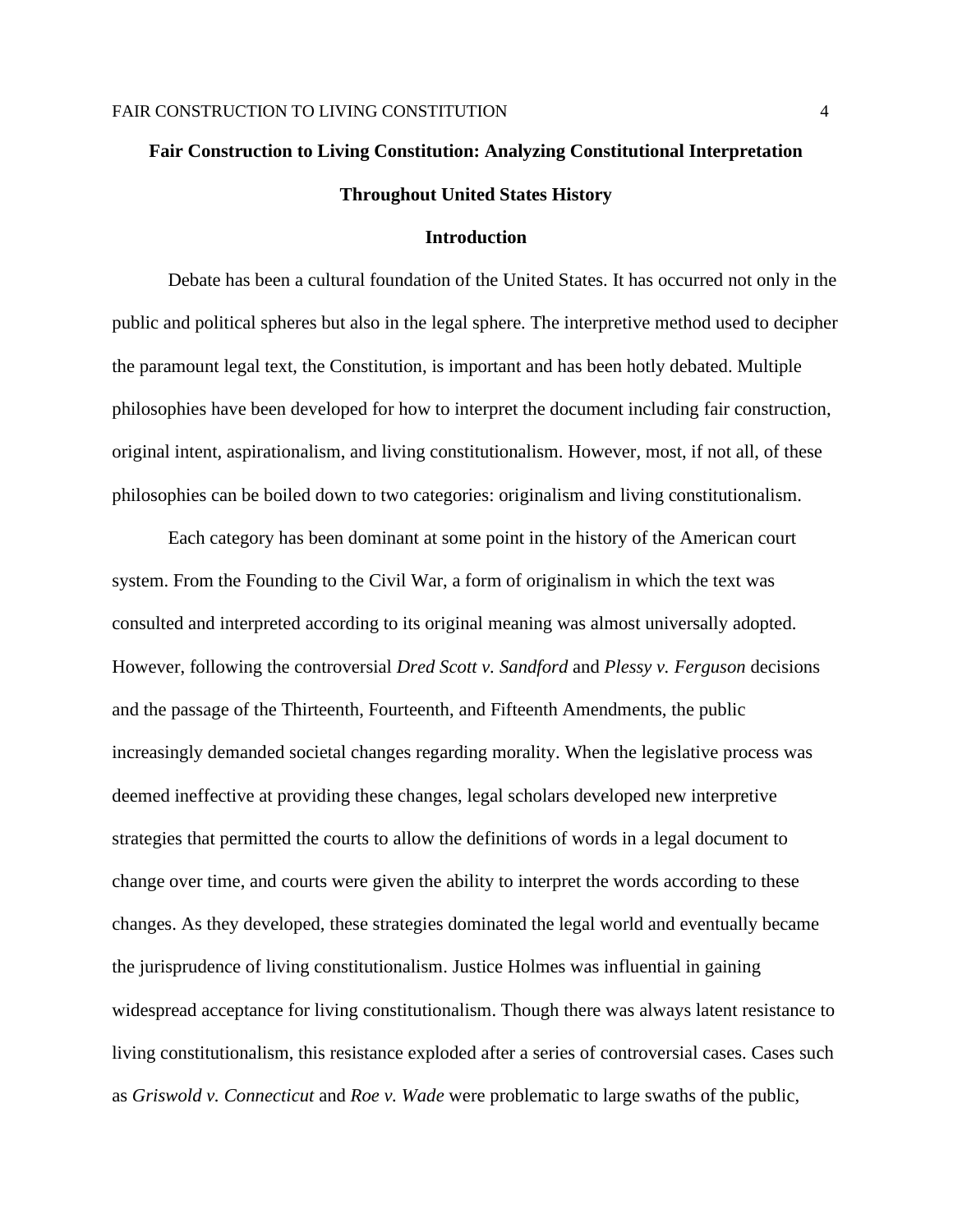# Fair Construction to Living Constitution: Analyzing Constitutional Interpretation Throughout United States History

## Introduction

Debate has been a cultural foundation of the United States. It has occurred not only in the public and political spheres but also in the legal sphere. The interpretive method used to decipher the paramount legal text, the Constitution, is important and has been hotly debated. Multiple philosophies have been developed for how to interpret the document including fair construction, original intent, aspirationalism, and living constitutionalism. However, most, if not all, of these philosophies can be boiled down to two categories: originalism and living constitutionalism.

Each category has been dominant at some point in the history of the American court system. From the Founding to the Civil War, a form of originalism in which the text was consulted and interpreted according to its original meaning was almost universally adopted. However, following the controversial *Dred Scott v. Sandford* and *Plessy v. Ferguson* decisions and the passage of the Thirteenth, Fourteenth, and Fifteenth Amendments, the public increasingly demanded societal changes regarding morality. When the legislative process was deemed ineffective at providing these changes, legal scholars developed new interpretive strategies that permitted the courts to allow the definitions of words in a legal document to change over time, and courts were given the ability to interpret the words according to these changes. As they developed, these strategies dominated the legal world and eventually became the jurisprudence of living constitutionalism. Justice Holmes was influential in gaining widespread acceptance for living constitutionalism. Though there was always latent resistance to living constitutionalism, this resistance exploded after a series of controversial cases. Cases such as *Griswold v. Connecticut* and *Roe v. Wade* were problematic to large swaths of the public,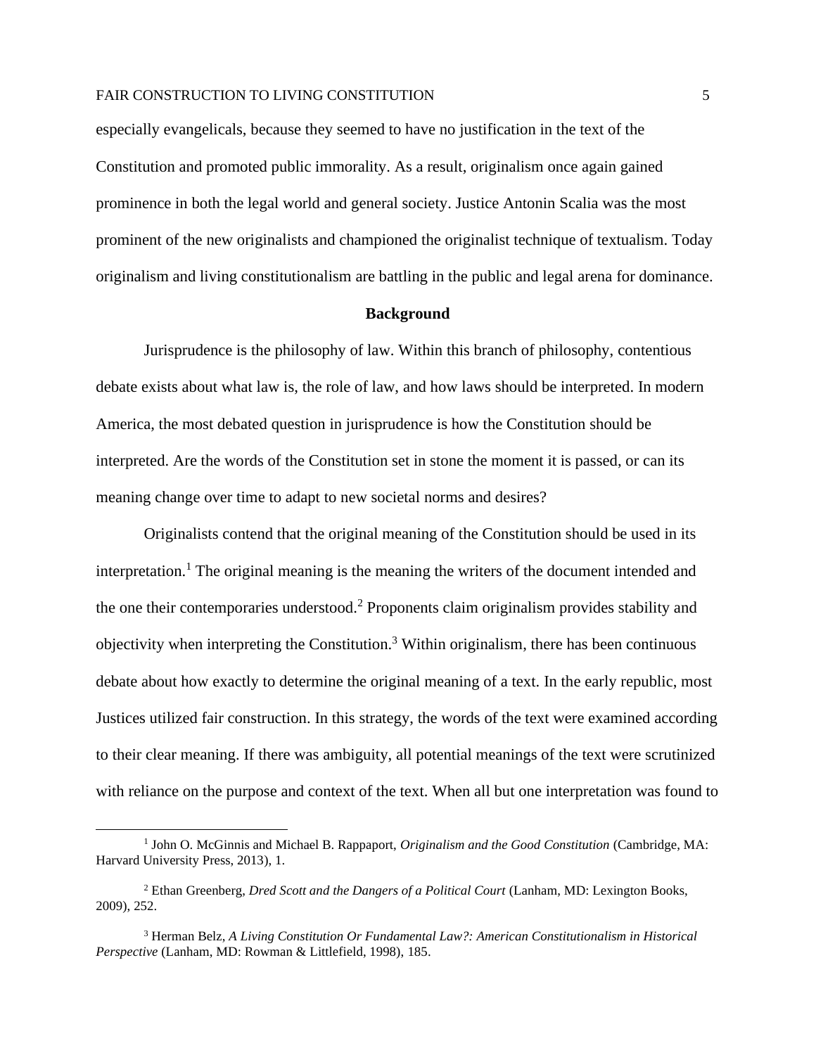especially evangelicals, because they seemed to have no justification in the text of the Constitution and promoted public immorality. As a result, originalism once again gained prominence in both the legal world and general society. Justice Antonin Scalia was the most prominent of the new originalists and championed the originalist technique of textualism. Today originalism and living constitutionalism are battling in the public and legal arena for dominance.

## Background

Jurisprudence is the philosophy of law. Within this branch of philosophy, contentious debate exists about what law is, the role of law, and how laws should be interpreted. In modern America, the most debated question in jurisprudence is how the Constitution should be interpreted. Are the words of the Constitution set in stone the moment it is passed, or can its meaning change over time to adapt to new societal norms and desires?

Originalists contend that the original meaning of the Constitution should be used in its interpretation.[1] The original meaning is the meaning the writers of the document intended and the one their contemporaries understood.[2] Proponents claim originalism provides stability and objectivity when interpreting the Constitution.[3] Within originalism, there has been continuous debate about how exactly to determine the original meaning of a text. In the early republic, most Justices utilized fair construction. In this strategy, the words of the text were examined according to their clear meaning. If there was ambiguity, all potential meanings of the text were scrutinized with reliance on the purpose and context of the text. When all but one interpretation was found to

---

[1] John O. McGinnis and Michael B. Rappaport, *Originalism and the Good Constitution* (Cambridge, MA: Harvard University Press, 2013), 1.

[2] Ethan Greenberg, *Dred Scott and the Dangers of a Political Court* (Lanham, MD: Lexington Books, 2009), 252.

[3] Herman Belz, *A Living Constitution Or Fundamental Law?: American Constitutionalism in Historical Perspective* (Lanham, MD: Rowman & Littlefield, 1998), 185.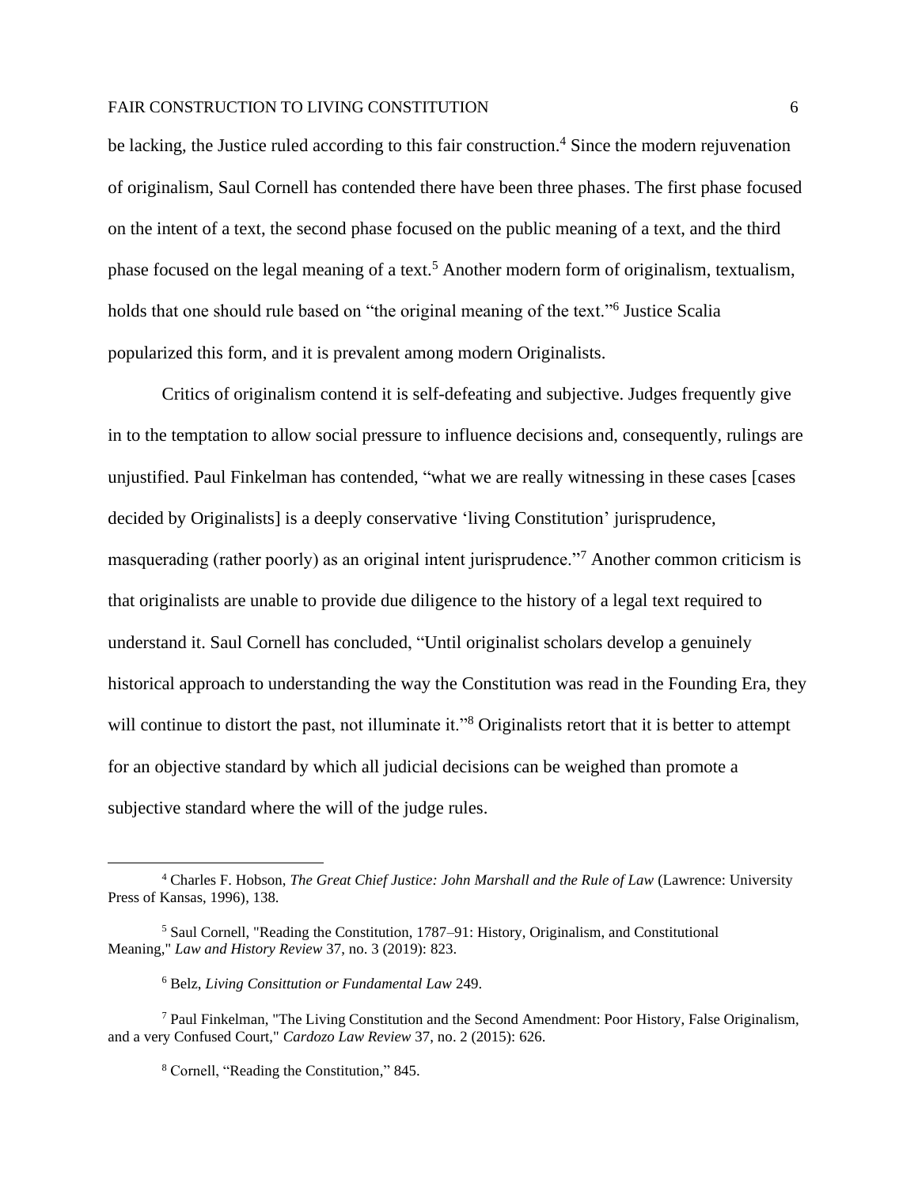be lacking, the Justice ruled according to this fair construction.[4] Since the modern rejuvenation of originalism, Saul Cornell has contended there have been three phases. The first phase focused on the intent of a text, the second phase focused on the public meaning of a text, and the third phase focused on the legal meaning of a text.[5] Another modern form of originalism, textualism, holds that one should rule based on "the original meaning of the text."[6] Justice Scalia popularized this form, and it is prevalent among modern Originalists.

Critics of originalism contend it is self-defeating and subjective. Judges frequently give in to the temptation to allow social pressure to influence decisions and, consequently, rulings are unjustified. Paul Finkelman has contended, "what we are really witnessing in these cases [cases decided by Originalists] is a deeply conservative 'living Constitution' jurisprudence, masquerading (rather poorly) as an original intent jurisprudence."[7] Another common criticism is that originalists are unable to provide due diligence to the history of a legal text required to understand it. Saul Cornell has concluded, "Until originalist scholars develop a genuinely historical approach to understanding the way the Constitution was read in the Founding Era, they will continue to distort the past, not illuminate it."[8] Originalists retort that it is better to attempt for an objective standard by which all judicial decisions can be weighed than promote a subjective standard where the will of the judge rules.

---

[4] Charles F. Hobson, *The Great Chief Justice: John Marshall and the Rule of Law* (Lawrence: University Press of Kansas, 1996), 138.

[5] Saul Cornell, "Reading the Constitution, 1787–91: History, Originalism, and Constitutional Meaning," *Law and History Review* 37, no. 3 (2019): 823.

[6] Belz, *Living Consittution or Fundamental Law* 249.

[7] Paul Finkelman, "The Living Constitution and the Second Amendment: Poor History, False Originalism, and a very Confused Court," *Cardozo Law Review* 37, no. 2 (2015): 626.

[8] Cornell, "Reading the Constitution," 845.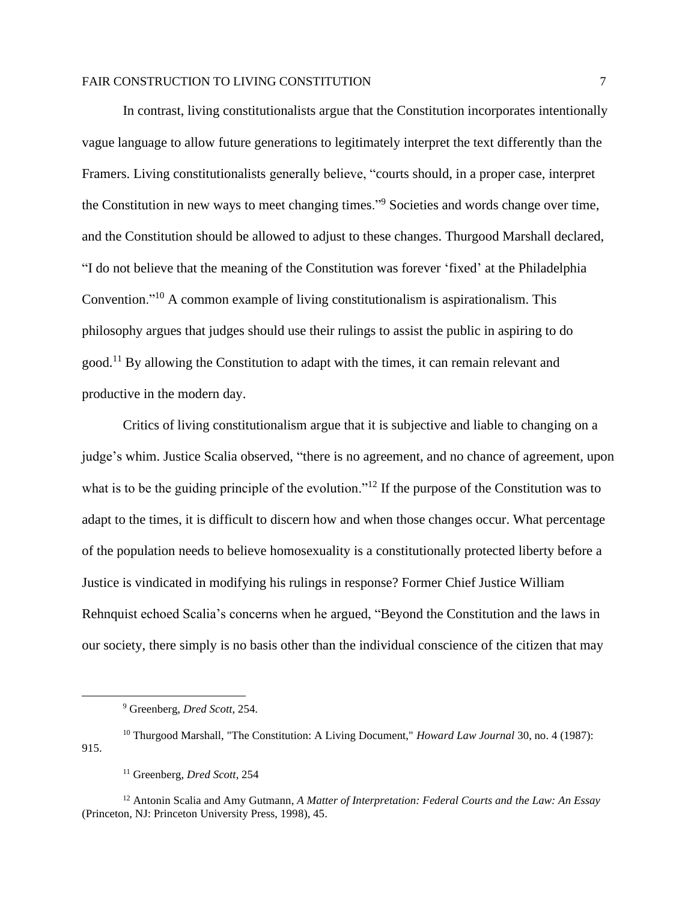In contrast, living constitutionalists argue that the Constitution incorporates intentionally vague language to allow future generations to legitimately interpret the text differently than the Framers. Living constitutionalists generally believe, "courts should, in a proper case, interpret the Constitution in new ways to meet changing times."[9] Societies and words change over time, and the Constitution should be allowed to adjust to these changes. Thurgood Marshall declared, "I do not believe that the meaning of the Constitution was forever 'fixed' at the Philadelphia Convention."[10] A common example of living constitutionalism is aspirationalism. This philosophy argues that judges should use their rulings to assist the public in aspiring to do good.[11] By allowing the Constitution to adapt with the times, it can remain relevant and productive in the modern day.

Critics of living constitutionalism argue that it is subjective and liable to changing on a judge's whim. Justice Scalia observed, "there is no agreement, and no chance of agreement, upon what is to be the guiding principle of the evolution."[12] If the purpose of the Constitution was to adapt to the times, it is difficult to discern how and when those changes occur. What percentage of the population needs to believe homosexuality is a constitutionally protected liberty before a Justice is vindicated in modifying his rulings in response? Former Chief Justice William Rehnquist echoed Scalia's concerns when he argued, "Beyond the Constitution and the laws in our society, there simply is no basis other than the individual conscience of the citizen that may

---

[9] Greenberg, *Dred Scott*, 254.

[10] Thurgood Marshall, "The Constitution: A Living Document," *Howard Law Journal* 30, no. 4 (1987): 915.

[11] Greenberg, *Dred Scott*, 254

[12] Antonin Scalia and Amy Gutmann, *A Matter of Interpretation: Federal Courts and the Law: An Essay* (Princeton, NJ: Princeton University Press, 1998), 45.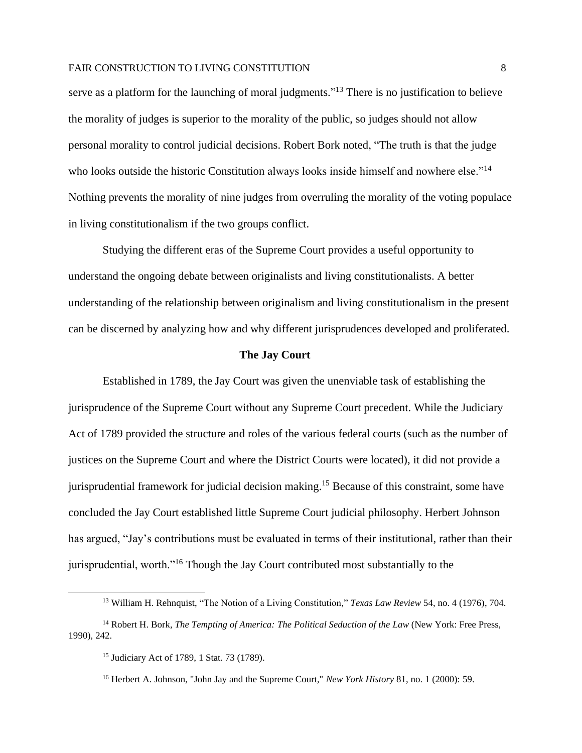serve as a platform for the launching of moral judgments."[13] There is no justification to believe the morality of judges is superior to the morality of the public, so judges should not allow personal morality to control judicial decisions. Robert Bork noted, "The truth is that the judge who looks outside the historic Constitution always looks inside himself and nowhere else."[14] Nothing prevents the morality of nine judges from overruling the morality of the voting populace in living constitutionalism if the two groups conflict.

Studying the different eras of the Supreme Court provides a useful opportunity to understand the ongoing debate between originalists and living constitutionalists. A better understanding of the relationship between originalism and living constitutionalism in the present can be discerned by analyzing how and why different jurisprudences developed and proliferated.

## The Jay Court

Established in 1789, the Jay Court was given the unenviable task of establishing the jurisprudence of the Supreme Court without any Supreme Court precedent. While the Judiciary Act of 1789 provided the structure and roles of the various federal courts (such as the number of justices on the Supreme Court and where the District Courts were located), it did not provide a jurisprudential framework for judicial decision making.[15] Because of this constraint, some have concluded the Jay Court established little Supreme Court judicial philosophy. Herbert Johnson has argued, "Jay's contributions must be evaluated in terms of their institutional, rather than their jurisprudential, worth."[16] Though the Jay Court contributed most substantially to the

---

[13] William H. Rehnquist, "The Notion of a Living Constitution," *Texas Law Review* 54, no. 4 (1976), 704.

[14] Robert H. Bork, *The Tempting of America: The Political Seduction of the Law* (New York: Free Press, 1990), 242.

[15] Judiciary Act of 1789, 1 Stat. 73 (1789).

[16] Herbert A. Johnson, "John Jay and the Supreme Court," *New York History* 81, no. 1 (2000): 59.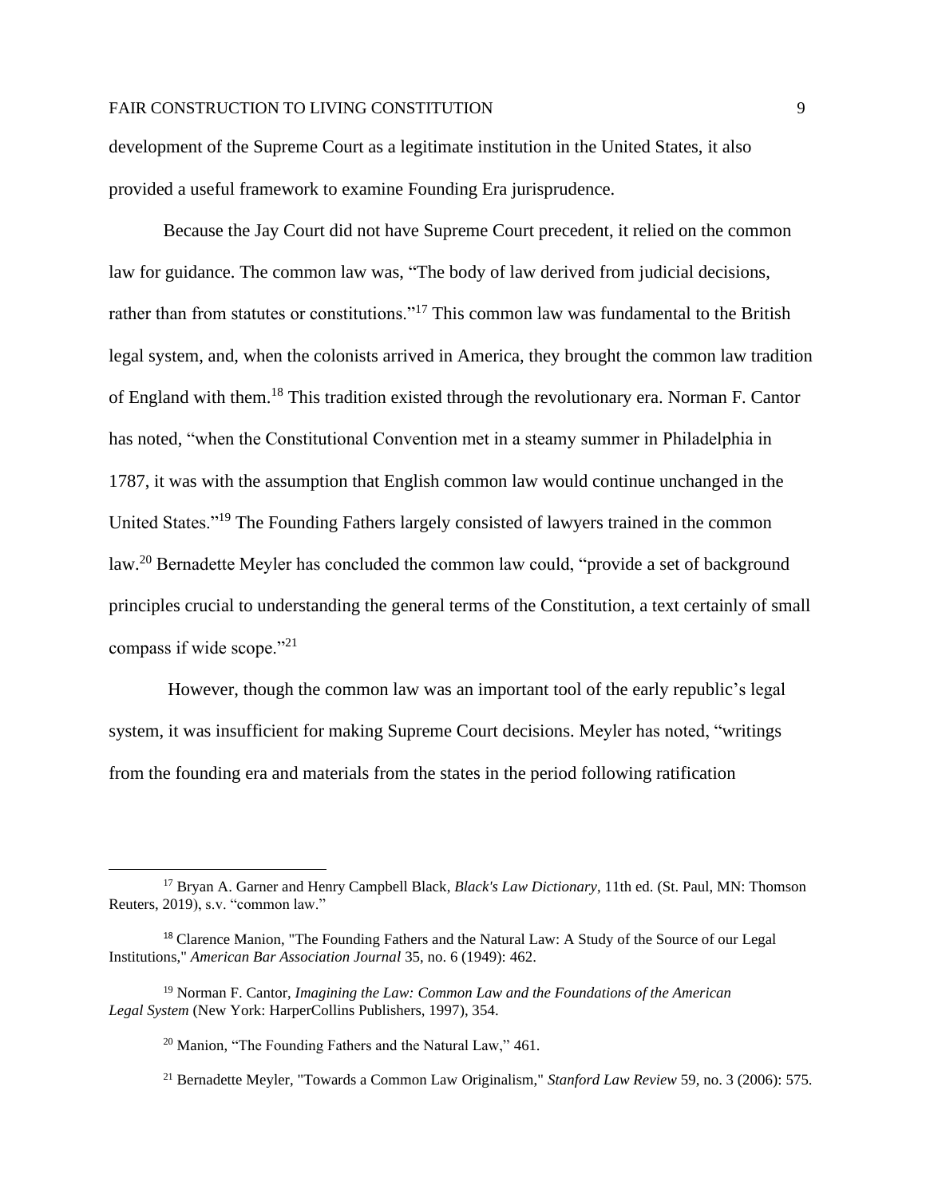development of the Supreme Court as a legitimate institution in the United States, it also provided a useful framework to examine Founding Era jurisprudence.

Because the Jay Court did not have Supreme Court precedent, it relied on the common law for guidance. The common law was, "The body of law derived from judicial decisions, rather than from statutes or constitutions."[17] This common law was fundamental to the British legal system, and, when the colonists arrived in America, they brought the common law tradition of England with them.[18] This tradition existed through the revolutionary era. Norman F. Cantor has noted, "when the Constitutional Convention met in a steamy summer in Philadelphia in 1787, it was with the assumption that English common law would continue unchanged in the United States."[19] The Founding Fathers largely consisted of lawyers trained in the common law.[20] Bernadette Meyler has concluded the common law could, "provide a set of background principles crucial to understanding the general terms of the Constitution, a text certainly of small compass if wide scope."[21]

However, though the common law was an important tool of the early republic's legal system, it was insufficient for making Supreme Court decisions. Meyler has noted, "writings from the founding era and materials from the states in the period following ratification

---

[17] Bryan A. Garner and Henry Campbell Black, *Black's Law Dictionary*, 11th ed. (St. Paul, MN: Thomson Reuters, 2019), s.v. "common law."

[18] Clarence Manion, "The Founding Fathers and the Natural Law: A Study of the Source of our Legal Institutions," *American Bar Association Journal* 35, no. 6 (1949): 462.

[19] Norman F. Cantor, *Imagining the Law: Common Law and the Foundations of the American Legal System* (New York: HarperCollins Publishers, 1997), 354.

[20] Manion, "The Founding Fathers and the Natural Law," 461.

[21] Bernadette Meyler, "Towards a Common Law Originalism," *Stanford Law Review* 59, no. 3 (2006): 575.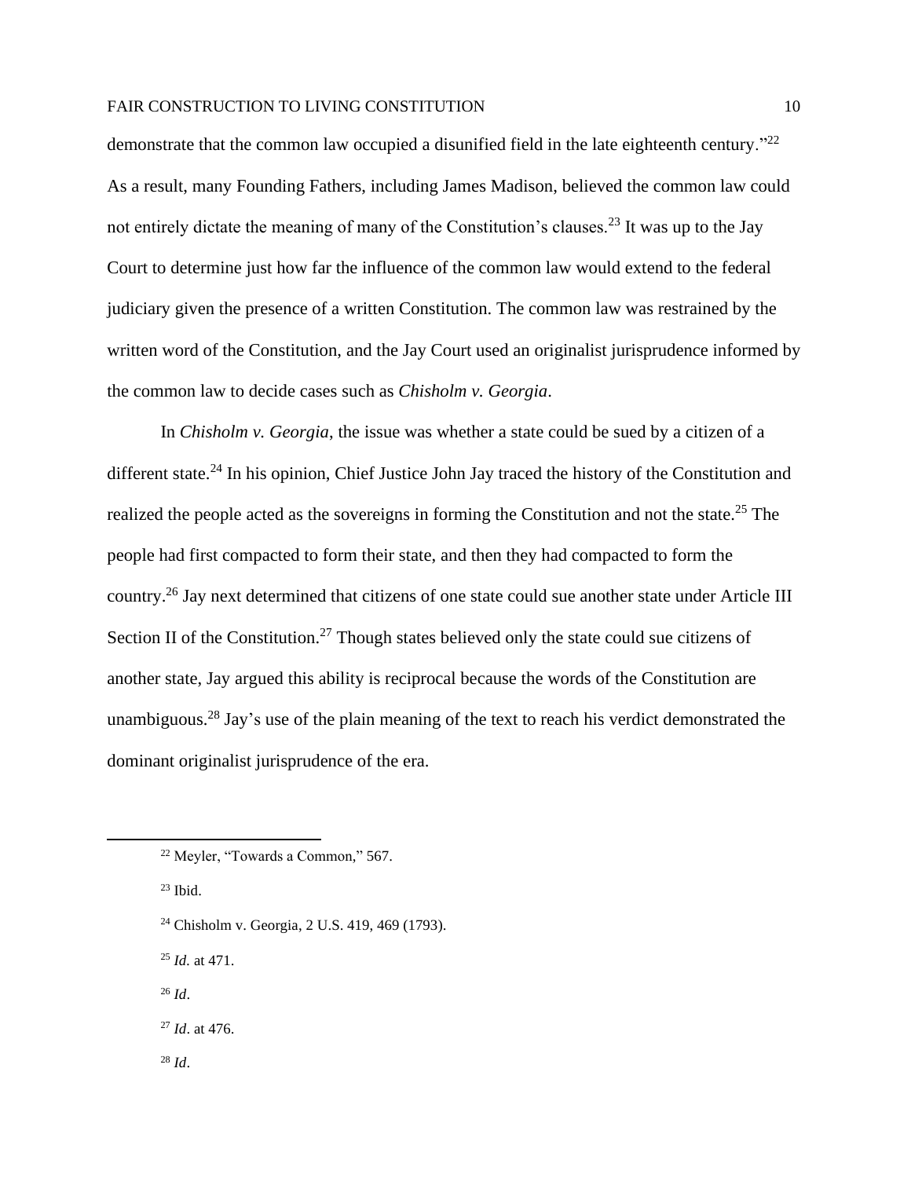demonstrate that the common law occupied a disunified field in the late eighteenth century."[22] As a result, many Founding Fathers, including James Madison, believed the common law could not entirely dictate the meaning of many of the Constitution's clauses.[23] It was up to the Jay Court to determine just how far the influence of the common law would extend to the federal judiciary given the presence of a written Constitution. The common law was restrained by the written word of the Constitution, and the Jay Court used an originalist jurisprudence informed by the common law to decide cases such as *Chisholm v. Georgia*.

In *Chisholm v. Georgia*, the issue was whether a state could be sued by a citizen of a different state.[24] In his opinion, Chief Justice John Jay traced the history of the Constitution and realized the people acted as the sovereigns in forming the Constitution and not the state.[25] The people had first compacted to form their state, and then they had compacted to form the country.[26] Jay next determined that citizens of one state could sue another state under Article III Section II of the Constitution.[27] Though states believed only the state could sue citizens of another state, Jay argued this ability is reciprocal because the words of the Constitution are unambiguous.[28] Jay's use of the plain meaning of the text to reach his verdict demonstrated the dominant originalist jurisprudence of the era.

---

[22] Meyler, "Towards a Common," 567.

[23] Ibid.

[24] Chisholm v. Georgia, 2 U.S. 419, 469 (1793).

[25] *Id.* at 471.

[26] *Id*.

[27] *Id*. at 476.

[28] *Id*.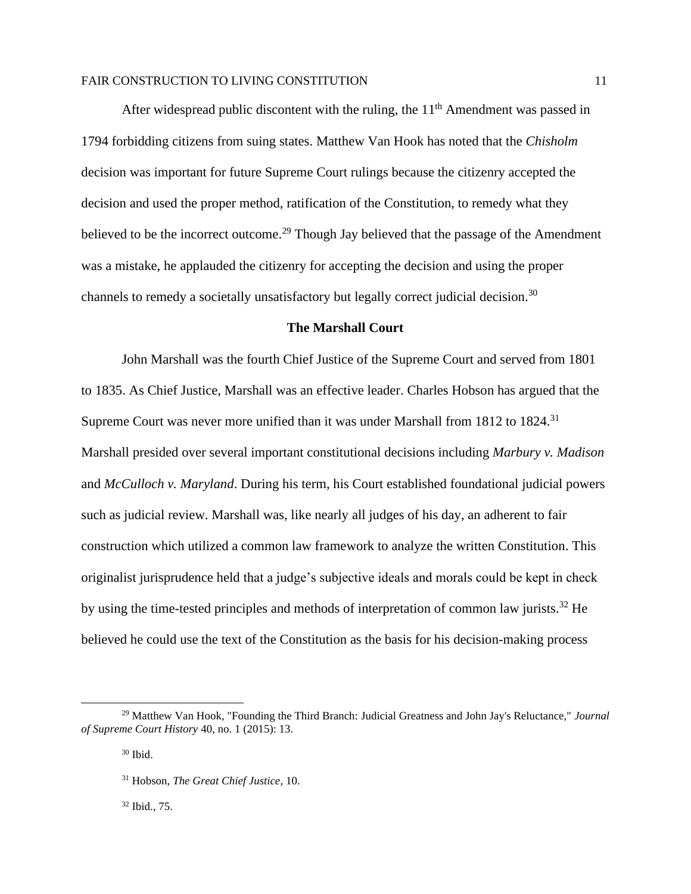After widespread public discontent with the ruling, the 11th Amendment was passed in 1794 forbidding citizens from suing states. Matthew Van Hook has noted that the *Chisholm* decision was important for future Supreme Court rulings because the citizenry accepted the decision and used the proper method, ratification of the Constitution, to remedy what they believed to be the incorrect outcome.[29] Though Jay believed that the passage of the Amendment was a mistake, he applauded the citizenry for accepting the decision and using the proper channels to remedy a societally unsatisfactory but legally correct judicial decision.[30]

## The Marshall Court

John Marshall was the fourth Chief Justice of the Supreme Court and served from 1801 to 1835. As Chief Justice, Marshall was an effective leader. Charles Hobson has argued that the Supreme Court was never more unified than it was under Marshall from 1812 to 1824.[31] Marshall presided over several important constitutional decisions including *Marbury v. Madison* and *McCulloch v. Maryland*. During his term, his Court established foundational judicial powers such as judicial review. Marshall was, like nearly all judges of his day, an adherent to fair construction which utilized a common law framework to analyze the written Constitution. This originalist jurisprudence held that a judge's subjective ideals and morals could be kept in check by using the time-tested principles and methods of interpretation of common law jurists.[32] He believed he could use the text of the Constitution as the basis for his decision-making process

---

[29] Matthew Van Hook, "Founding the Third Branch: Judicial Greatness and John Jay's Reluctance," *Journal of Supreme Court History* 40, no. 1 (2015): 13.

[30] Ibid.

[31] Hobson, *The Great Chief Justice*, 10.

[32] Ibid., 75.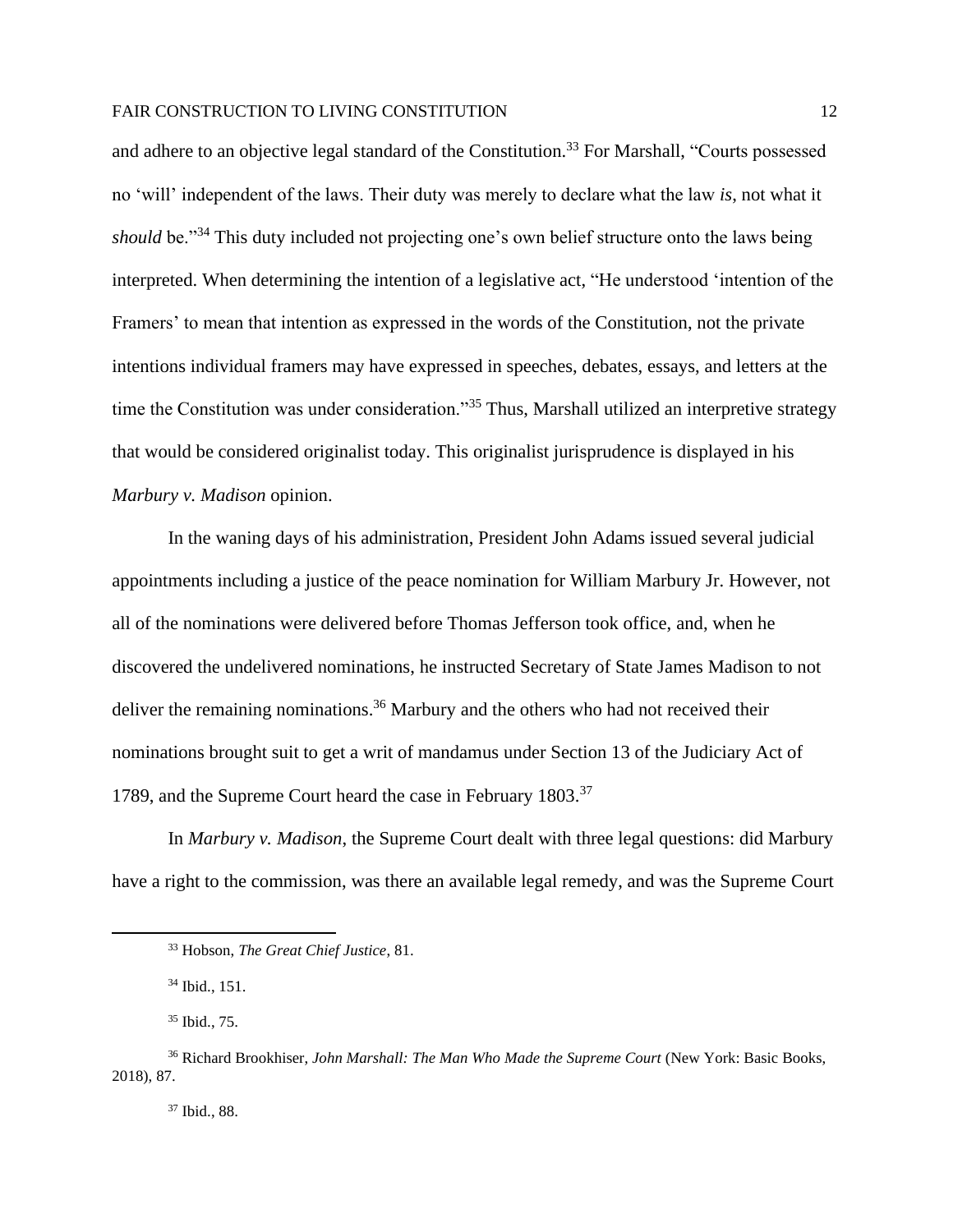and adhere to an objective legal standard of the Constitution.[33] For Marshall, "Courts possessed no 'will' independent of the laws. Their duty was merely to declare what the law *is*, not what it *should* be."[34] This duty included not projecting one's own belief structure onto the laws being interpreted. When determining the intention of a legislative act, "He understood 'intention of the Framers' to mean that intention as expressed in the words of the Constitution, not the private intentions individual framers may have expressed in speeches, debates, essays, and letters at the time the Constitution was under consideration."[35] Thus, Marshall utilized an interpretive strategy that would be considered originalist today. This originalist jurisprudence is displayed in his *Marbury v. Madison* opinion.

In the waning days of his administration, President John Adams issued several judicial appointments including a justice of the peace nomination for William Marbury Jr. However, not all of the nominations were delivered before Thomas Jefferson took office, and, when he discovered the undelivered nominations, he instructed Secretary of State James Madison to not deliver the remaining nominations.[36] Marbury and the others who had not received their nominations brought suit to get a writ of mandamus under Section 13 of the Judiciary Act of 1789, and the Supreme Court heard the case in February 1803.[37]

In *Marbury v. Madison*, the Supreme Court dealt with three legal questions: did Marbury have a right to the commission, was there an available legal remedy, and was the Supreme Court

---

[33] Hobson, *The Great Chief Justice*, 81.

[34] Ibid., 151.

[35] Ibid., 75.

[36] Richard Brookhiser, *John Marshall: The Man Who Made the Supreme Court* (New York: Basic Books, 2018), 87.

[37] Ibid., 88.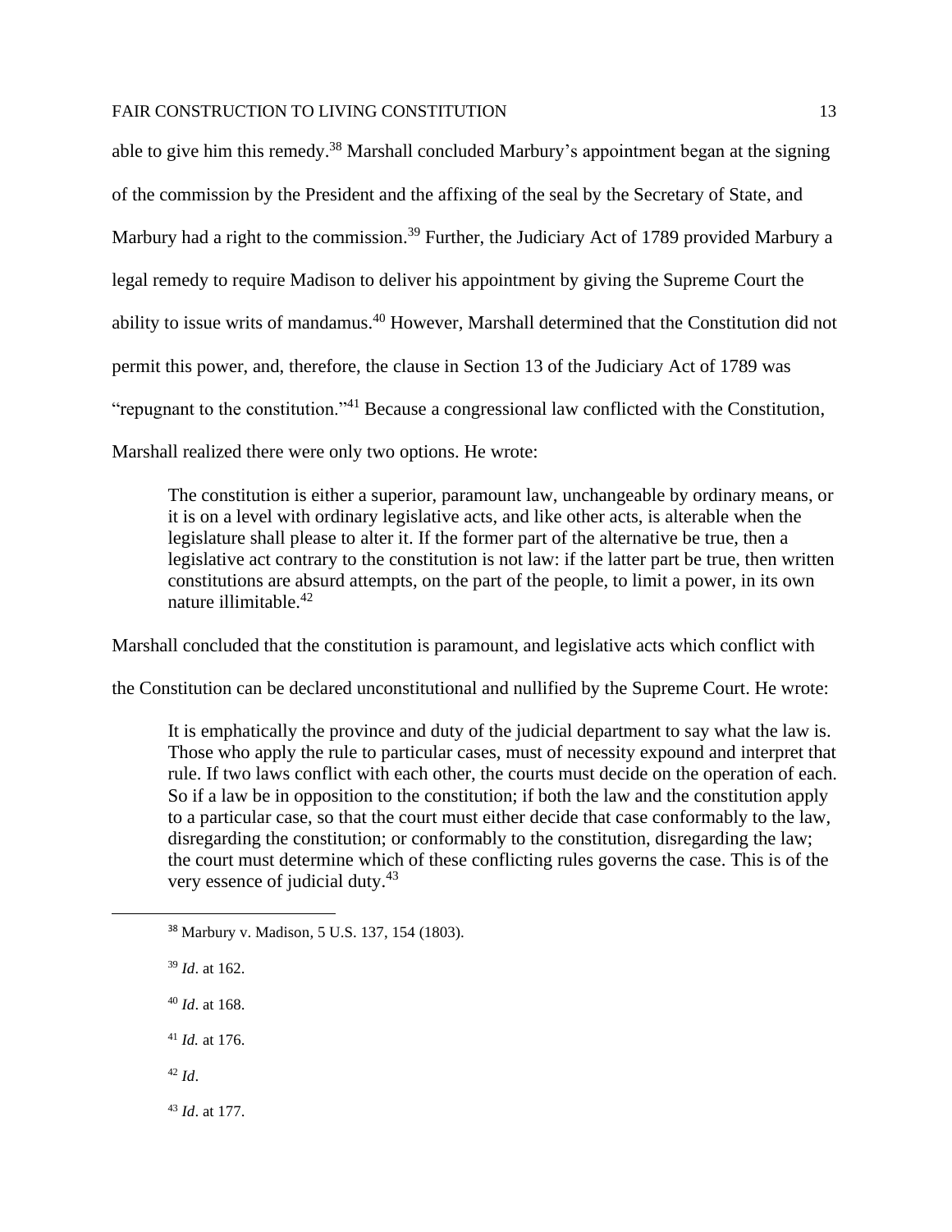able to give him this remedy.[38] Marshall concluded Marbury's appointment began at the signing of the commission by the President and the affixing of the seal by the Secretary of State, and Marbury had a right to the commission.[39] Further, the Judiciary Act of 1789 provided Marbury a legal remedy to require Madison to deliver his appointment by giving the Supreme Court the ability to issue writs of mandamus.[40] However, Marshall determined that the Constitution did not permit this power, and, therefore, the clause in Section 13 of the Judiciary Act of 1789 was "repugnant to the constitution."[41] Because a congressional law conflicted with the Constitution, Marshall realized there were only two options. He wrote:

> The constitution is either a superior, paramount law, unchangeable by ordinary means, or it is on a level with ordinary legislative acts, and like other acts, is alterable when the legislature shall please to alter it. If the former part of the alternative be true, then a legislative act contrary to the constitution is not law: if the latter part be true, then written constitutions are absurd attempts, on the part of the people, to limit a power, in its own nature illimitable.[42]

Marshall concluded that the constitution is paramount, and legislative acts which conflict with the Constitution can be declared unconstitutional and nullified by the Supreme Court. He wrote:

> It is emphatically the province and duty of the judicial department to say what the law is. Those who apply the rule to particular cases, must of necessity expound and interpret that rule. If two laws conflict with each other, the courts must decide on the operation of each. So if a law be in opposition to the constitution; if both the law and the constitution apply to a particular case, so that the court must either decide that case conformably to the law, disregarding the constitution; or conformably to the constitution, disregarding the law; the court must determine which of these conflicting rules governs the case. This is of the very essence of judicial duty.[43]

---

[38] Marbury v. Madison, 5 U.S. 137, 154 (1803).

[39] *Id*. at 162.

[40] *Id*. at 168.

[41] *Id.* at 176.

[42] *Id*.

[43] *Id*. at 177.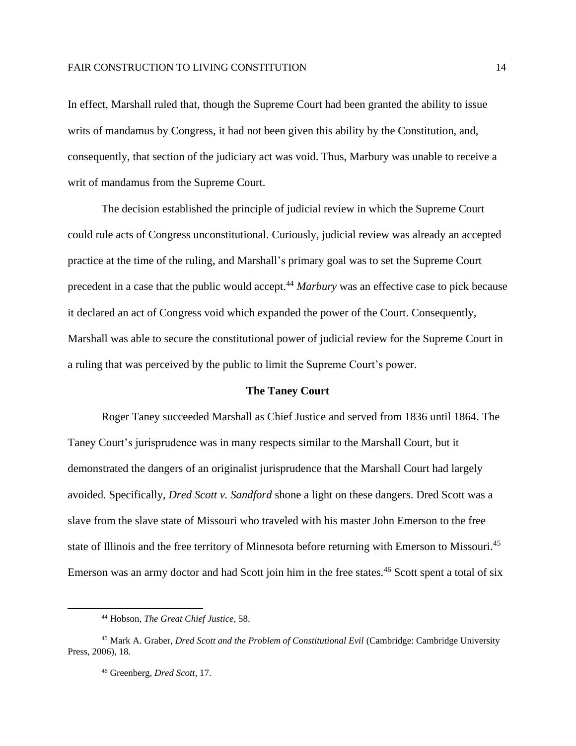In effect, Marshall ruled that, though the Supreme Court had been granted the ability to issue writs of mandamus by Congress, it had not been given this ability by the Constitution, and, consequently, that section of the judiciary act was void. Thus, Marbury was unable to receive a writ of mandamus from the Supreme Court.

The decision established the principle of judicial review in which the Supreme Court could rule acts of Congress unconstitutional. Curiously, judicial review was already an accepted practice at the time of the ruling, and Marshall's primary goal was to set the Supreme Court precedent in a case that the public would accept.[44] *Marbury* was an effective case to pick because it declared an act of Congress void which expanded the power of the Court. Consequently, Marshall was able to secure the constitutional power of judicial review for the Supreme Court in a ruling that was perceived by the public to limit the Supreme Court's power.

## The Taney Court

Roger Taney succeeded Marshall as Chief Justice and served from 1836 until 1864. The Taney Court's jurisprudence was in many respects similar to the Marshall Court, but it demonstrated the dangers of an originalist jurisprudence that the Marshall Court had largely avoided. Specifically, *Dred Scott v. Sandford* shone a light on these dangers. Dred Scott was a slave from the slave state of Missouri who traveled with his master John Emerson to the free state of Illinois and the free territory of Minnesota before returning with Emerson to Missouri.[45] Emerson was an army doctor and had Scott join him in the free states.[46] Scott spent a total of six

---

[44] Hobson, *The Great Chief Justice*, 58.

[45] Mark A. Graber, *Dred Scott and the Problem of Constitutional Evil* (Cambridge: Cambridge University Press, 2006), 18.

[46] Greenberg, *Dred Scott*, 17.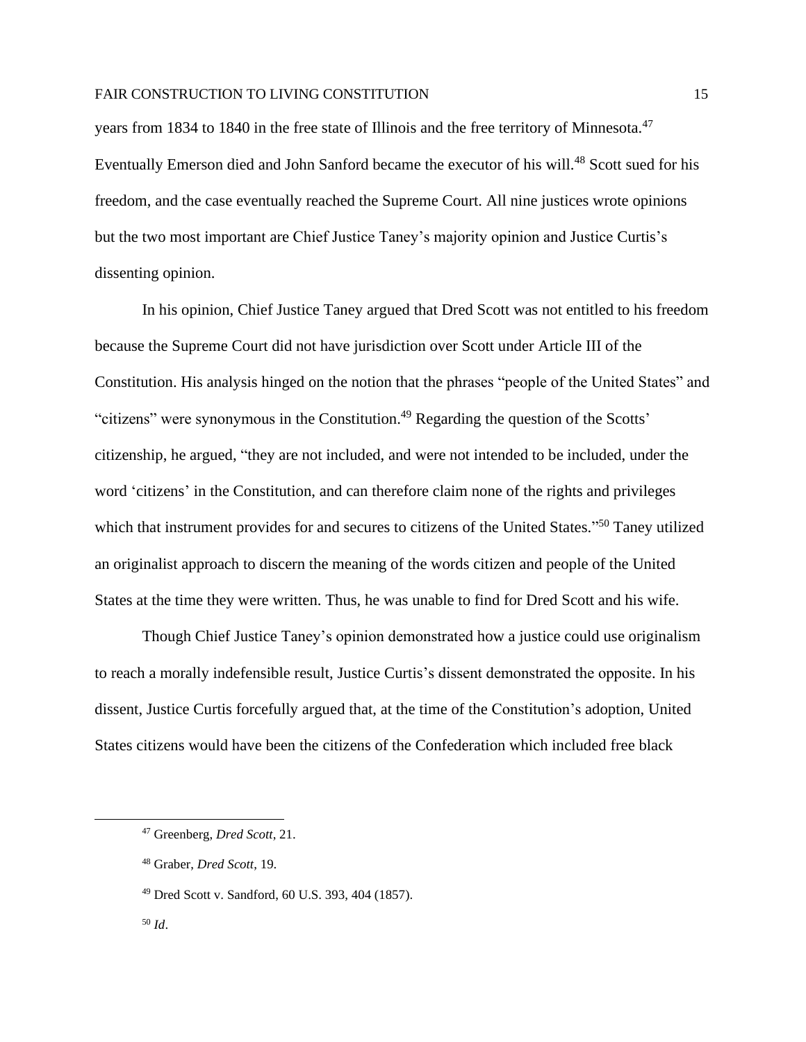years from 1834 to 1840 in the free state of Illinois and the free territory of Minnesota.[47] Eventually Emerson died and John Sanford became the executor of his will.[48] Scott sued for his freedom, and the case eventually reached the Supreme Court. All nine justices wrote opinions but the two most important are Chief Justice Taney's majority opinion and Justice Curtis's dissenting opinion.

In his opinion, Chief Justice Taney argued that Dred Scott was not entitled to his freedom because the Supreme Court did not have jurisdiction over Scott under Article III of the Constitution. His analysis hinged on the notion that the phrases "people of the United States" and "citizens" were synonymous in the Constitution.[49] Regarding the question of the Scotts' citizenship, he argued, "they are not included, and were not intended to be included, under the word 'citizens' in the Constitution, and can therefore claim none of the rights and privileges which that instrument provides for and secures to citizens of the United States."[50] Taney utilized an originalist approach to discern the meaning of the words citizen and people of the United States at the time they were written. Thus, he was unable to find for Dred Scott and his wife.

Though Chief Justice Taney's opinion demonstrated how a justice could use originalism to reach a morally indefensible result, Justice Curtis's dissent demonstrated the opposite. In his dissent, Justice Curtis forcefully argued that, at the time of the Constitution's adoption, United States citizens would have been the citizens of the Confederation which included free black

---

[47] Greenberg, *Dred Scott*, 21.

[48] Graber, *Dred Scott*, 19.

[49] Dred Scott v. Sandford, 60 U.S. 393, 404 (1857).

[50] *Id*.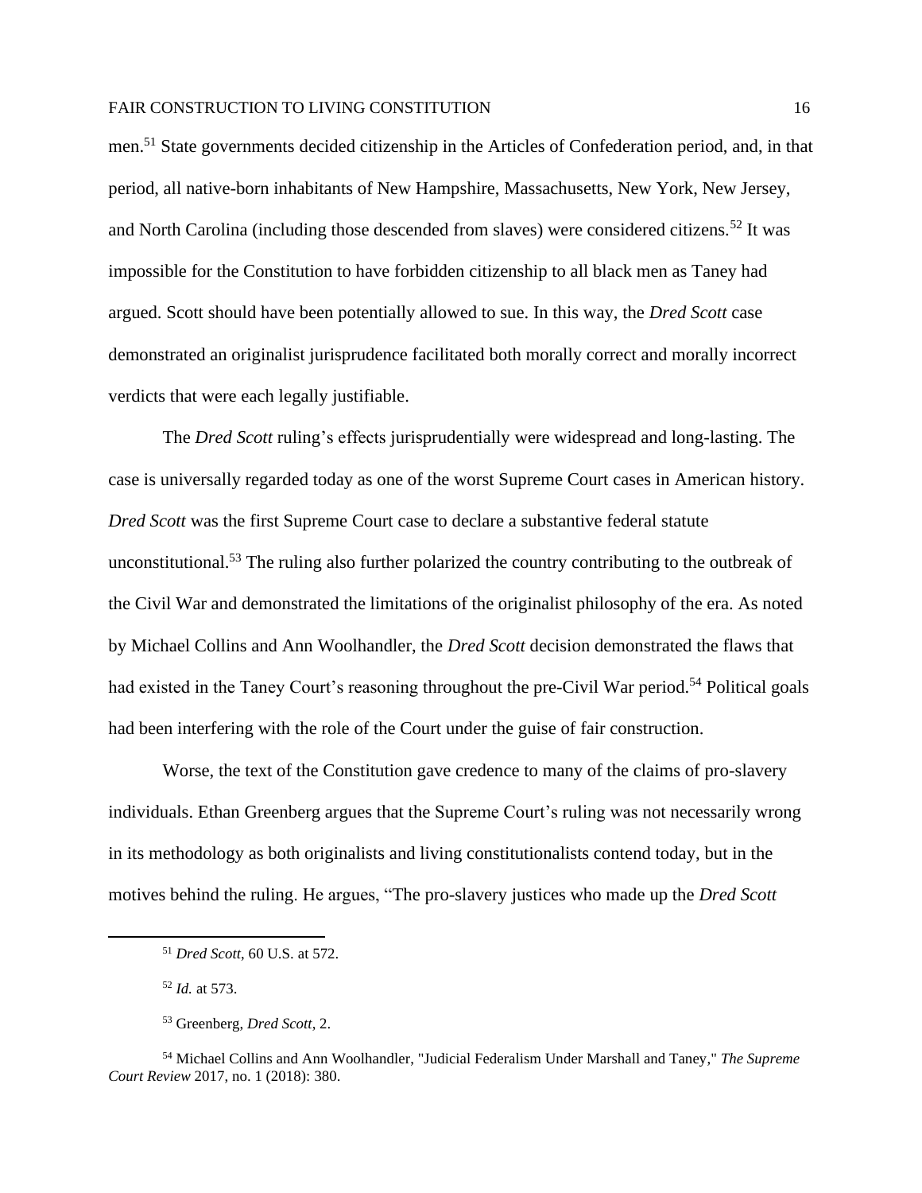men.[51] State governments decided citizenship in the Articles of Confederation period, and, in that period, all native-born inhabitants of New Hampshire, Massachusetts, New York, New Jersey, and North Carolina (including those descended from slaves) were considered citizens.[52] It was impossible for the Constitution to have forbidden citizenship to all black men as Taney had argued. Scott should have been potentially allowed to sue. In this way, the *Dred Scott* case demonstrated an originalist jurisprudence facilitated both morally correct and morally incorrect verdicts that were each legally justifiable.

The *Dred Scott* ruling's effects jurisprudentially were widespread and long-lasting. The case is universally regarded today as one of the worst Supreme Court cases in American history. *Dred Scott* was the first Supreme Court case to declare a substantive federal statute unconstitutional.[53] The ruling also further polarized the country contributing to the outbreak of the Civil War and demonstrated the limitations of the originalist philosophy of the era. As noted by Michael Collins and Ann Woolhandler, the *Dred Scott* decision demonstrated the flaws that had existed in the Taney Court's reasoning throughout the pre-Civil War period.[54] Political goals had been interfering with the role of the Court under the guise of fair construction.

Worse, the text of the Constitution gave credence to many of the claims of pro-slavery individuals. Ethan Greenberg argues that the Supreme Court's ruling was not necessarily wrong in its methodology as both originalists and living constitutionalists contend today, but in the motives behind the ruling. He argues, "The pro-slavery justices who made up the *Dred Scott*

---

[51] *Dred Scott*, 60 U.S. at 572.

[52] *Id.* at 573.

[53] Greenberg, *Dred Scott*, 2.

[54] Michael Collins and Ann Woolhandler, "Judicial Federalism Under Marshall and Taney," *The Supreme Court Review* 2017, no. 1 (2018): 380.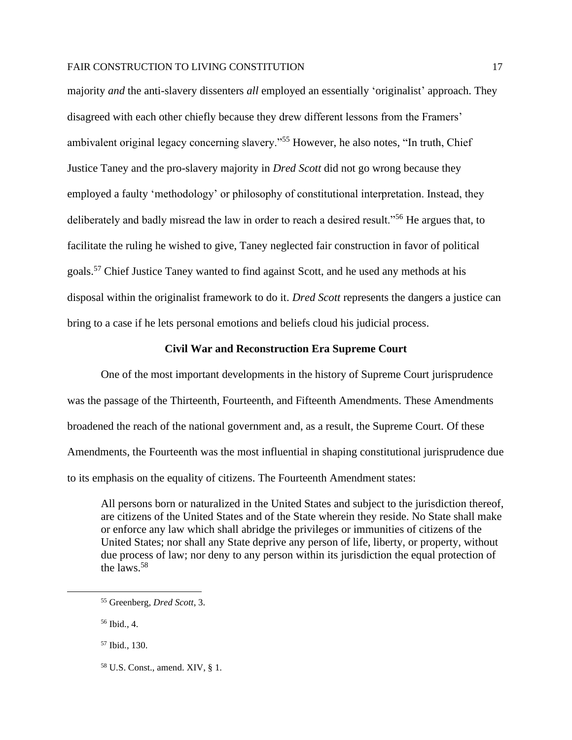majority *and* the anti-slavery dissenters *all* employed an essentially 'originalist' approach. They disagreed with each other chiefly because they drew different lessons from the Framers' ambivalent original legacy concerning slavery."[55] However, he also notes, "In truth, Chief Justice Taney and the pro-slavery majority in *Dred Scott* did not go wrong because they employed a faulty 'methodology' or philosophy of constitutional interpretation. Instead, they deliberately and badly misread the law in order to reach a desired result."[56] He argues that, to facilitate the ruling he wished to give, Taney neglected fair construction in favor of political goals.[57] Chief Justice Taney wanted to find against Scott, and he used any methods at his disposal within the originalist framework to do it. *Dred Scott* represents the dangers a justice can bring to a case if he lets personal emotions and beliefs cloud his judicial process.

## Civil War and Reconstruction Era Supreme Court

One of the most important developments in the history of Supreme Court jurisprudence was the passage of the Thirteenth, Fourteenth, and Fifteenth Amendments. These Amendments broadened the reach of the national government and, as a result, the Supreme Court. Of these Amendments, the Fourteenth was the most influential in shaping constitutional jurisprudence due to its emphasis on the equality of citizens. The Fourteenth Amendment states:

> All persons born or naturalized in the United States and subject to the jurisdiction thereof, are citizens of the United States and of the State wherein they reside. No State shall make or enforce any law which shall abridge the privileges or immunities of citizens of the United States; nor shall any State deprive any person of life, liberty, or property, without due process of law; nor deny to any person within its jurisdiction the equal protection of the laws.[58]

---

[55] Greenberg, *Dred Scott*, 3.

[56] Ibid., 4.

[57] Ibid., 130.

[58] U.S. Const., amend. XIV, § 1.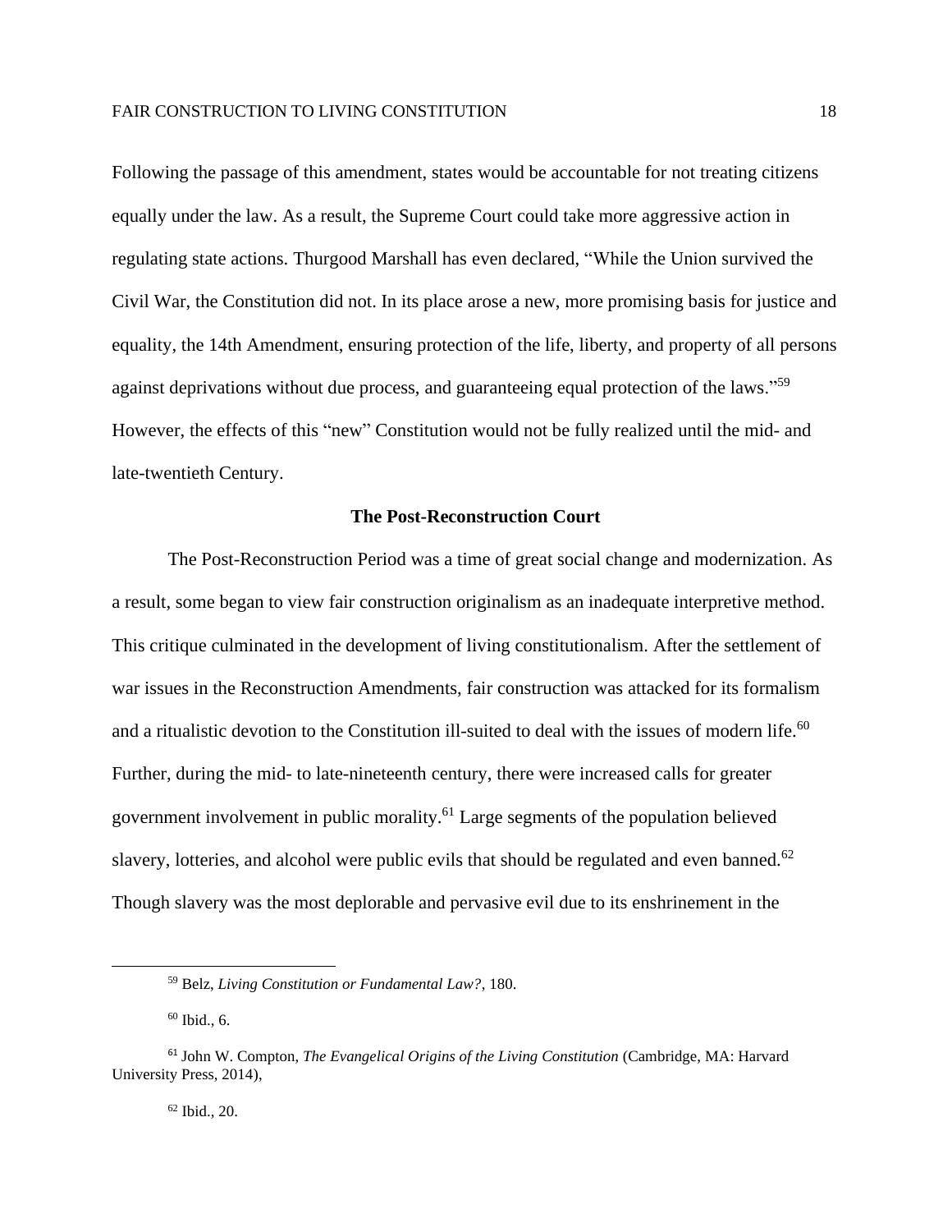Following the passage of this amendment, states would be accountable for not treating citizens equally under the law. As a result, the Supreme Court could take more aggressive action in regulating state actions. Thurgood Marshall has even declared, "While the Union survived the Civil War, the Constitution did not. In its place arose a new, more promising basis for justice and equality, the 14th Amendment, ensuring protection of the life, liberty, and property of all persons against deprivations without due process, and guaranteeing equal protection of the laws."[59] However, the effects of this "new" Constitution would not be fully realized until the mid- and late-twentieth Century.

## The Post-Reconstruction Court

The Post-Reconstruction Period was a time of great social change and modernization. As a result, some began to view fair construction originalism as an inadequate interpretive method. This critique culminated in the development of living constitutionalism. After the settlement of war issues in the Reconstruction Amendments, fair construction was attacked for its formalism and a ritualistic devotion to the Constitution ill-suited to deal with the issues of modern life.[60] Further, during the mid- to late-nineteenth century, there were increased calls for greater government involvement in public morality.[61] Large segments of the population believed slavery, lotteries, and alcohol were public evils that should be regulated and even banned.[62] Though slavery was the most deplorable and pervasive evil due to its enshrinement in the

---

[59] Belz, *Living Constitution or Fundamental Law?*, 180.

[60] Ibid., 6.

[61] John W. Compton, *The Evangelical Origins of the Living Constitution* (Cambridge, MA: Harvard University Press, 2014),

[62] Ibid., 20.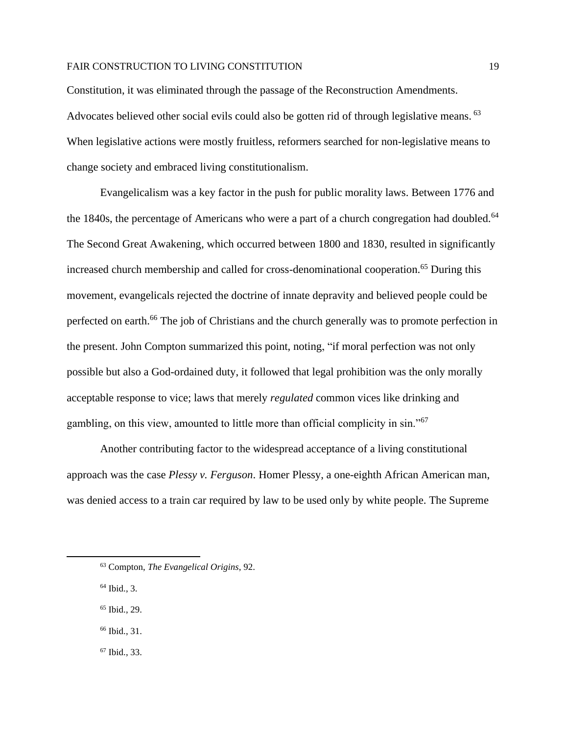Constitution, it was eliminated through the passage of the Reconstruction Amendments. Advocates believed other social evils could also be gotten rid of through legislative means.[63] When legislative actions were mostly fruitless, reformers searched for non-legislative means to change society and embraced living constitutionalism.

Evangelicalism was a key factor in the push for public morality laws. Between 1776 and the 1840s, the percentage of Americans who were a part of a church congregation had doubled.[64] The Second Great Awakening, which occurred between 1800 and 1830, resulted in significantly increased church membership and called for cross-denominational cooperation.[65] During this movement, evangelicals rejected the doctrine of innate depravity and believed people could be perfected on earth.[66] The job of Christians and the church generally was to promote perfection in the present. John Compton summarized this point, noting, "if moral perfection was not only possible but also a God-ordained duty, it followed that legal prohibition was the only morally acceptable response to vice; laws that merely *regulated* common vices like drinking and gambling, on this view, amounted to little more than official complicity in sin."[67]

Another contributing factor to the widespread acceptance of a living constitutional approach was the case *Plessy v. Ferguson*. Homer Plessy, a one-eighth African American man, was denied access to a train car required by law to be used only by white people. The Supreme

---

[63] Compton, *The Evangelical Origins*, 92.

[64] Ibid., 3.

[65] Ibid., 29.

[66] Ibid., 31.

[67] Ibid., 33.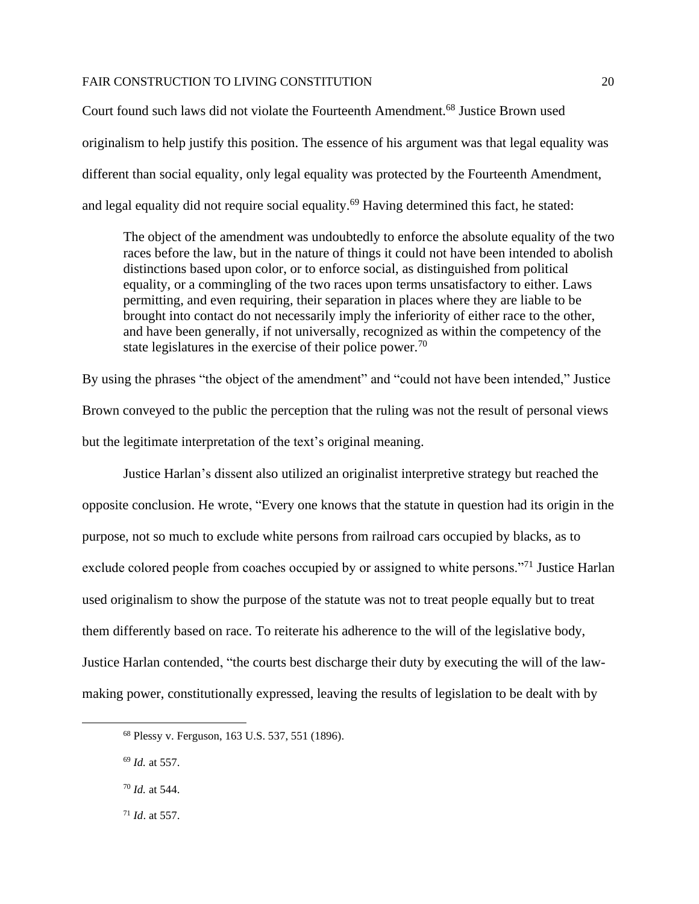Court found such laws did not violate the Fourteenth Amendment.[68] Justice Brown used originalism to help justify this position. The essence of his argument was that legal equality was different than social equality, only legal equality was protected by the Fourteenth Amendment, and legal equality did not require social equality.[69] Having determined this fact, he stated:

> The object of the amendment was undoubtedly to enforce the absolute equality of the two races before the law, but in the nature of things it could not have been intended to abolish distinctions based upon color, or to enforce social, as distinguished from political equality, or a commingling of the two races upon terms unsatisfactory to either. Laws permitting, and even requiring, their separation in places where they are liable to be brought into contact do not necessarily imply the inferiority of either race to the other, and have been generally, if not universally, recognized as within the competency of the state legislatures in the exercise of their police power.[70]

By using the phrases "the object of the amendment" and "could not have been intended," Justice Brown conveyed to the public the perception that the ruling was not the result of personal views but the legitimate interpretation of the text's original meaning.

Justice Harlan's dissent also utilized an originalist interpretive strategy but reached the opposite conclusion. He wrote, "Every one knows that the statute in question had its origin in the purpose, not so much to exclude white persons from railroad cars occupied by blacks, as to exclude colored people from coaches occupied by or assigned to white persons."[71] Justice Harlan used originalism to show the purpose of the statute was not to treat people equally but to treat them differently based on race. To reiterate his adherence to the will of the legislative body, Justice Harlan contended, "the courts best discharge their duty by executing the will of the law-making power, constitutionally expressed, leaving the results of legislation to be dealt with by

---

[68] Plessy v. Ferguson, 163 U.S. 537, 551 (1896).

[69] *Id.* at 557.

[70] *Id.* at 544.

[71] *Id*. at 557.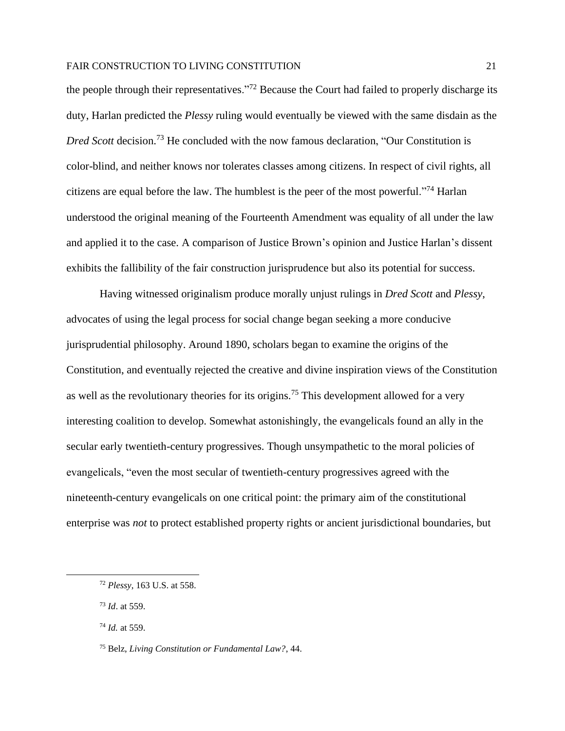the people through their representatives."[72] Because the Court had failed to properly discharge its duty, Harlan predicted the *Plessy* ruling would eventually be viewed with the same disdain as the *Dred Scott* decision.[73] He concluded with the now famous declaration, "Our Constitution is color-blind, and neither knows nor tolerates classes among citizens. In respect of civil rights, all citizens are equal before the law. The humblest is the peer of the most powerful."[74] Harlan understood the original meaning of the Fourteenth Amendment was equality of all under the law and applied it to the case. A comparison of Justice Brown's opinion and Justice Harlan's dissent exhibits the fallibility of the fair construction jurisprudence but also its potential for success.

Having witnessed originalism produce morally unjust rulings in *Dred Scott* and *Plessy*, advocates of using the legal process for social change began seeking a more conducive jurisprudential philosophy. Around 1890, scholars began to examine the origins of the Constitution, and eventually rejected the creative and divine inspiration views of the Constitution as well as the revolutionary theories for its origins.[75] This development allowed for a very interesting coalition to develop. Somewhat astonishingly, the evangelicals found an ally in the secular early twentieth-century progressives. Though unsympathetic to the moral policies of evangelicals, "even the most secular of twentieth-century progressives agreed with the nineteenth-century evangelicals on one critical point: the primary aim of the constitutional enterprise was *not* to protect established property rights or ancient jurisdictional boundaries, but

---

[72] *Plessy*, 163 U.S. at 558.

[73] *Id*. at 559.

[74] *Id.* at 559.

[75] Belz, *Living Constitution or Fundamental Law?*, 44.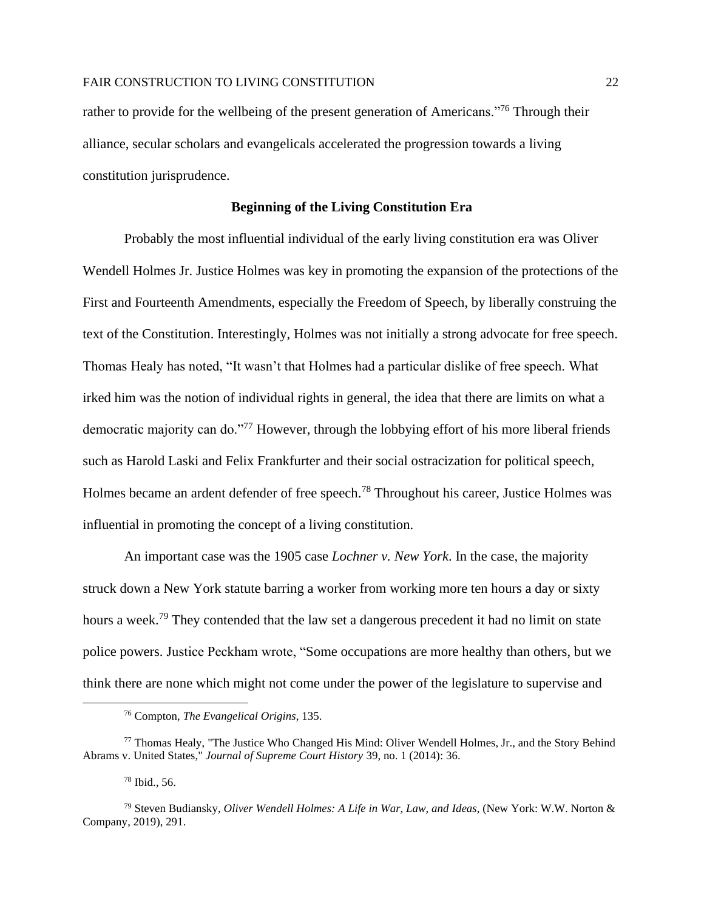rather to provide for the wellbeing of the present generation of Americans."[76] Through their alliance, secular scholars and evangelicals accelerated the progression towards a living constitution jurisprudence.

## Beginning of the Living Constitution Era

Probably the most influential individual of the early living constitution era was Oliver Wendell Holmes Jr. Justice Holmes was key in promoting the expansion of the protections of the First and Fourteenth Amendments, especially the Freedom of Speech, by liberally construing the text of the Constitution. Interestingly, Holmes was not initially a strong advocate for free speech. Thomas Healy has noted, "It wasn't that Holmes had a particular dislike of free speech. What irked him was the notion of individual rights in general, the idea that there are limits on what a democratic majority can do."[77] However, through the lobbying effort of his more liberal friends such as Harold Laski and Felix Frankfurter and their social ostracization for political speech, Holmes became an ardent defender of free speech.[78] Throughout his career, Justice Holmes was influential in promoting the concept of a living constitution.

An important case was the 1905 case *Lochner v. New York*. In the case, the majority struck down a New York statute barring a worker from working more ten hours a day or sixty hours a week.[79] They contended that the law set a dangerous precedent it had no limit on state police powers. Justice Peckham wrote, "Some occupations are more healthy than others, but we think there are none which might not come under the power of the legislature to supervise and

---

[76] Compton, *The Evangelical Origins*, 135.

[77] Thomas Healy, "The Justice Who Changed His Mind: Oliver Wendell Holmes, Jr., and the Story Behind Abrams v. United States," *Journal of Supreme Court History* 39, no. 1 (2014): 36.

[78] Ibid., 56.

[79] Steven Budiansky, *Oliver Wendell Holmes: A Life in War, Law, and Ideas*, (New York: W.W. Norton & Company, 2019), 291.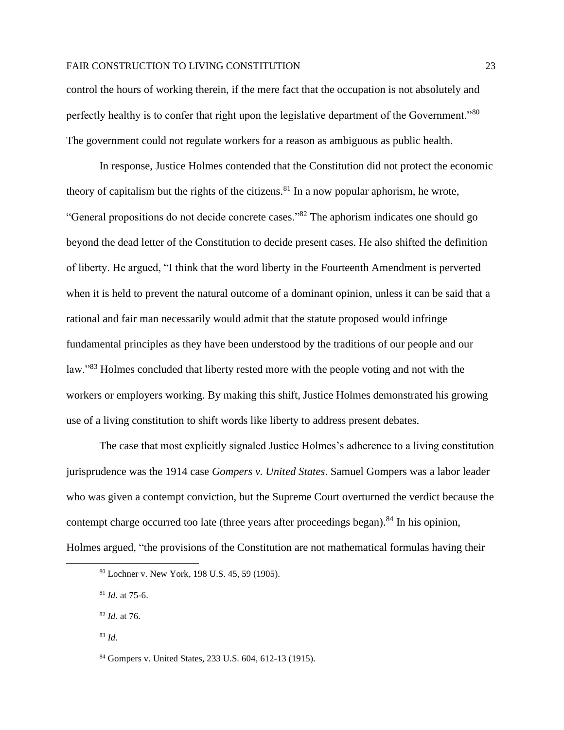control the hours of working therein, if the mere fact that the occupation is not absolutely and perfectly healthy is to confer that right upon the legislative department of the Government."[80] The government could not regulate workers for a reason as ambiguous as public health.

In response, Justice Holmes contended that the Constitution did not protect the economic theory of capitalism but the rights of the citizens.[81] In a now popular aphorism, he wrote, "General propositions do not decide concrete cases."[82] The aphorism indicates one should go beyond the dead letter of the Constitution to decide present cases. He also shifted the definition of liberty. He argued, "I think that the word liberty in the Fourteenth Amendment is perverted when it is held to prevent the natural outcome of a dominant opinion, unless it can be said that a rational and fair man necessarily would admit that the statute proposed would infringe fundamental principles as they have been understood by the traditions of our people and our law."[83] Holmes concluded that liberty rested more with the people voting and not with the workers or employers working. By making this shift, Justice Holmes demonstrated his growing use of a living constitution to shift words like liberty to address present debates.

The case that most explicitly signaled Justice Holmes's adherence to a living constitution jurisprudence was the 1914 case *Gompers v. United States*. Samuel Gompers was a labor leader who was given a contempt conviction, but the Supreme Court overturned the verdict because the contempt charge occurred too late (three years after proceedings began).[84] In his opinion, Holmes argued, "the provisions of the Constitution are not mathematical formulas having their

---

[80] Lochner v. New York, 198 U.S. 45, 59 (1905).

[81] *Id*. at 75-6.

[82] *Id.* at 76.

[83] *Id*.

[84] Gompers v. United States, 233 U.S. 604, 612-13 (1915).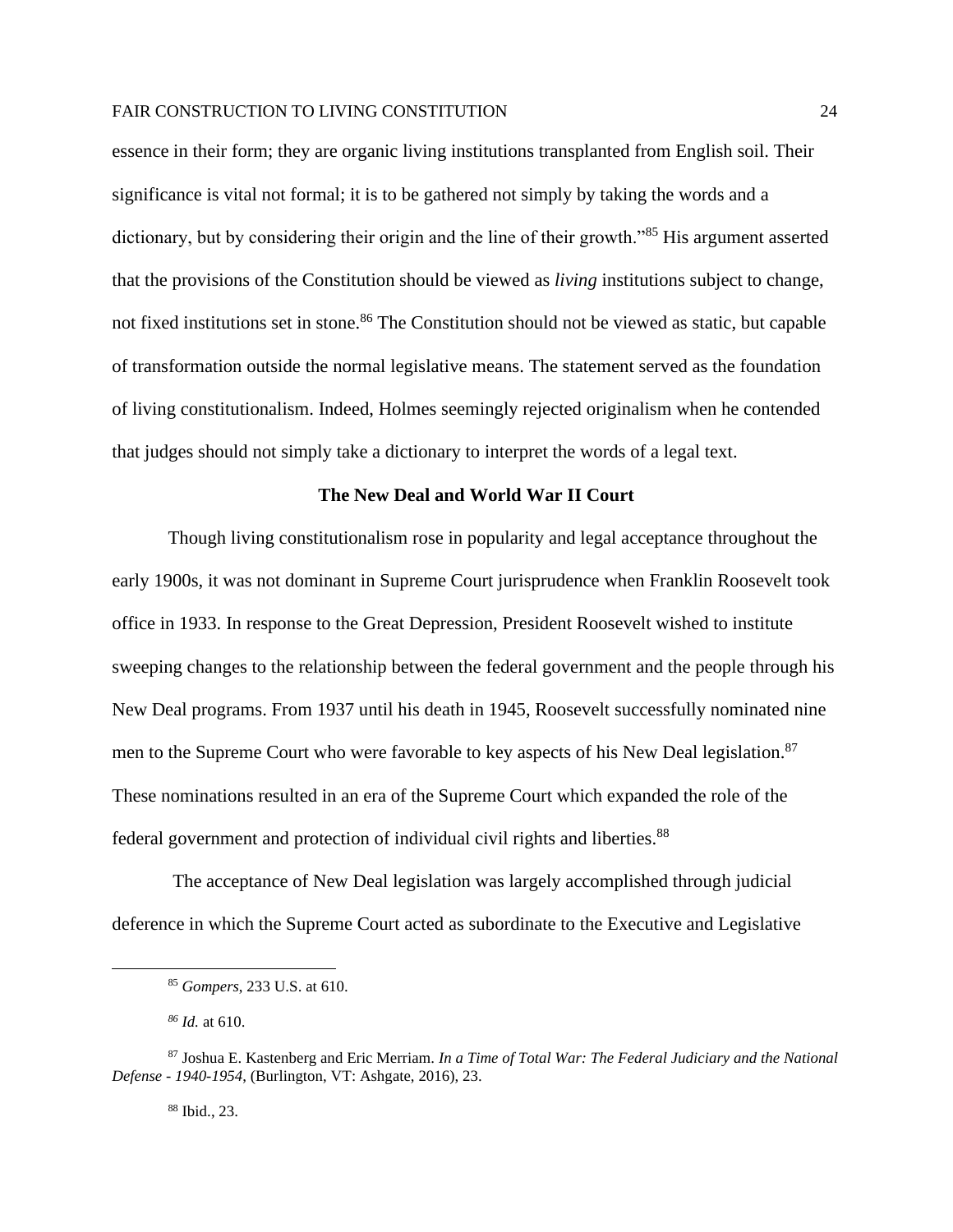essence in their form; they are organic living institutions transplanted from English soil. Their significance is vital not formal; it is to be gathered not simply by taking the words and a dictionary, but by considering their origin and the line of their growth."[85] His argument asserted that the provisions of the Constitution should be viewed as *living* institutions subject to change, not fixed institutions set in stone.[86] The Constitution should not be viewed as static, but capable of transformation outside the normal legislative means. The statement served as the foundation of living constitutionalism. Indeed, Holmes seemingly rejected originalism when he contended that judges should not simply take a dictionary to interpret the words of a legal text.

## The New Deal and World War II Court

Though living constitutionalism rose in popularity and legal acceptance throughout the early 1900s, it was not dominant in Supreme Court jurisprudence when Franklin Roosevelt took office in 1933. In response to the Great Depression, President Roosevelt wished to institute sweeping changes to the relationship between the federal government and the people through his New Deal programs. From 1937 until his death in 1945, Roosevelt successfully nominated nine men to the Supreme Court who were favorable to key aspects of his New Deal legislation.[87] These nominations resulted in an era of the Supreme Court which expanded the role of the federal government and protection of individual civil rights and liberties.[88]

The acceptance of New Deal legislation was largely accomplished through judicial deference in which the Supreme Court acted as subordinate to the Executive and Legislative

---

[85] *Gompers*, 233 U.S. at 610.

[86] *Id.* at 610.

[87] Joshua E. Kastenberg and Eric Merriam. *In a Time of Total War: The Federal Judiciary and the National Defense - 1940-1954*, (Burlington, VT: Ashgate, 2016), 23.

[88] Ibid., 23.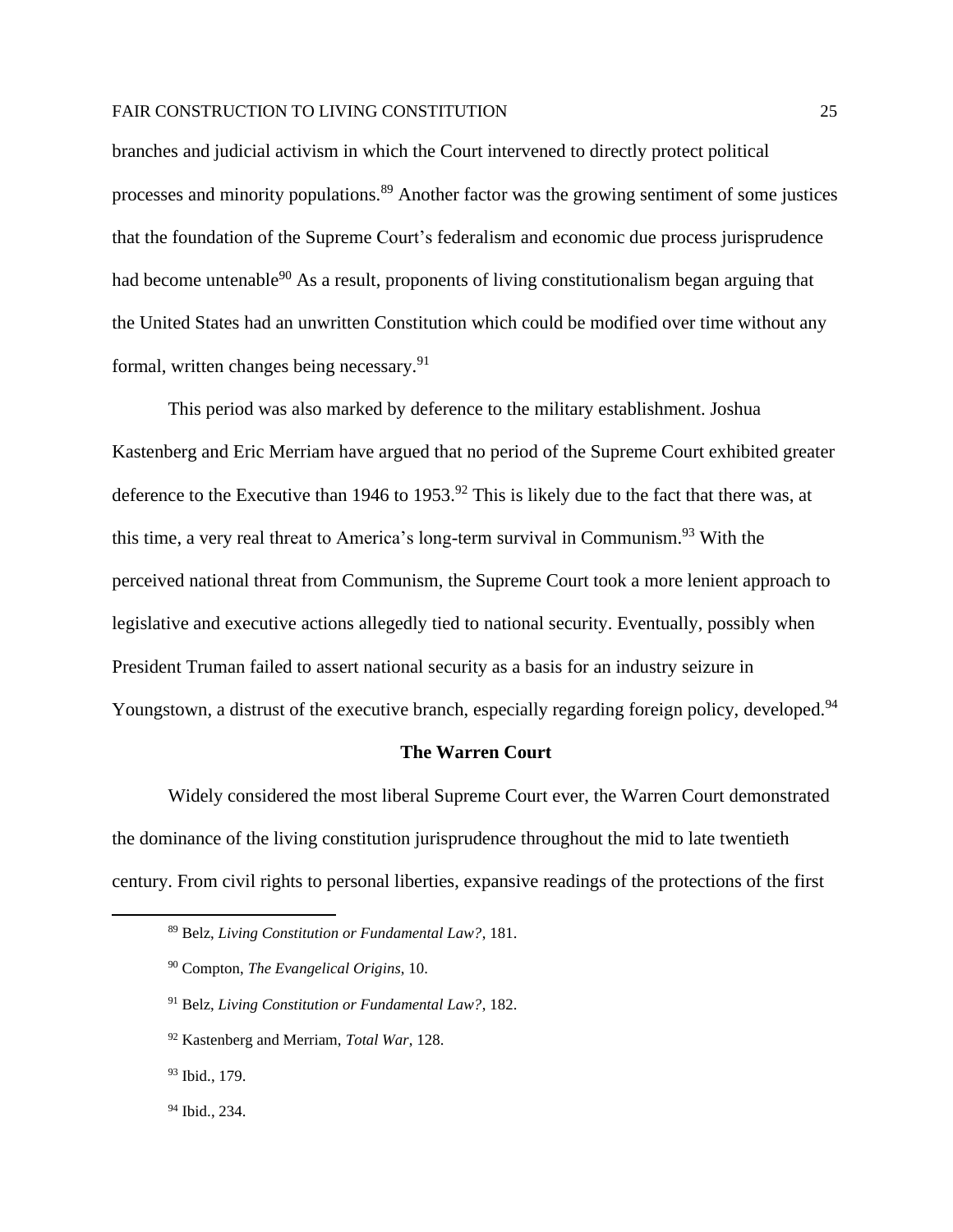branches and judicial activism in which the Court intervened to directly protect political processes and minority populations.[89] Another factor was the growing sentiment of some justices that the foundation of the Supreme Court's federalism and economic due process jurisprudence had become untenable[90] As a result, proponents of living constitutionalism began arguing that the United States had an unwritten Constitution which could be modified over time without any formal, written changes being necessary.[91]

This period was also marked by deference to the military establishment. Joshua Kastenberg and Eric Merriam have argued that no period of the Supreme Court exhibited greater deference to the Executive than 1946 to 1953.[92] This is likely due to the fact that there was, at this time, a very real threat to America's long-term survival in Communism.[93] With the perceived national threat from Communism, the Supreme Court took a more lenient approach to legislative and executive actions allegedly tied to national security. Eventually, possibly when President Truman failed to assert national security as a basis for an industry seizure in Youngstown, a distrust of the executive branch, especially regarding foreign policy, developed.[94]

### The Warren Court

Widely considered the most liberal Supreme Court ever, the Warren Court demonstrated the dominance of the living constitution jurisprudence throughout the mid to late twentieth century. From civil rights to personal liberties, expansive readings of the protections of the first

---

[89] Belz, *Living Constitution or Fundamental Law?*, 181.

[90] Compton, *The Evangelical Origins*, 10.

[91] Belz, *Living Constitution or Fundamental Law?*, 182.

[92] Kastenberg and Merriam, *Total War*, 128.

[93] Ibid., 179.

[94] Ibid., 234.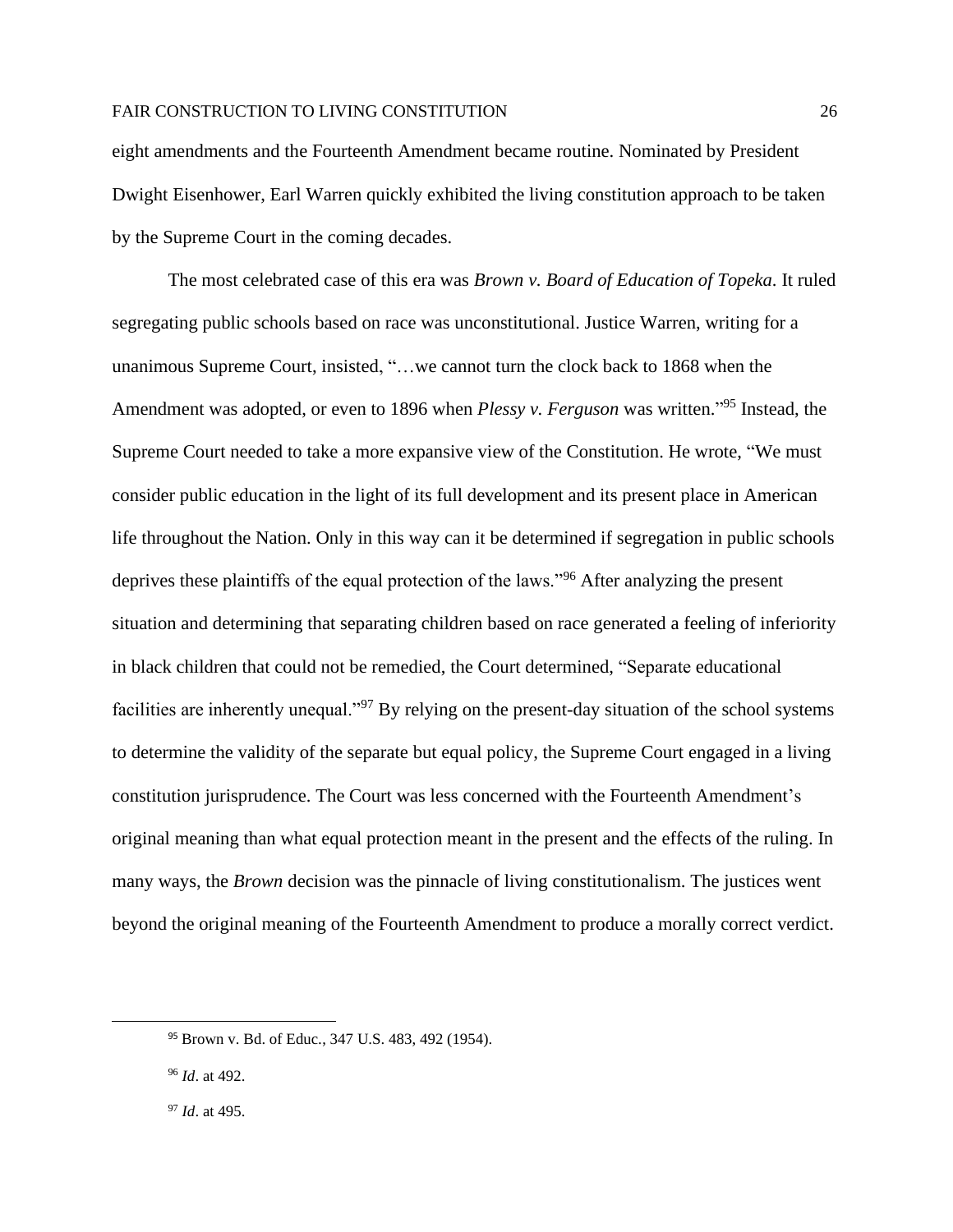eight amendments and the Fourteenth Amendment became routine. Nominated by President Dwight Eisenhower, Earl Warren quickly exhibited the living constitution approach to be taken by the Supreme Court in the coming decades.

The most celebrated case of this era was *Brown v. Board of Education of Topeka*. It ruled segregating public schools based on race was unconstitutional. Justice Warren, writing for a unanimous Supreme Court, insisted, "…we cannot turn the clock back to 1868 when the Amendment was adopted, or even to 1896 when *Plessy v. Ferguson* was written."[95] Instead, the Supreme Court needed to take a more expansive view of the Constitution. He wrote, "We must consider public education in the light of its full development and its present place in American life throughout the Nation. Only in this way can it be determined if segregation in public schools deprives these plaintiffs of the equal protection of the laws."[96] After analyzing the present situation and determining that separating children based on race generated a feeling of inferiority in black children that could not be remedied, the Court determined, "Separate educational facilities are inherently unequal."[97] By relying on the present-day situation of the school systems to determine the validity of the separate but equal policy, the Supreme Court engaged in a living constitution jurisprudence. The Court was less concerned with the Fourteenth Amendment's original meaning than what equal protection meant in the present and the effects of the ruling. In many ways, the *Brown* decision was the pinnacle of living constitutionalism. The justices went beyond the original meaning of the Fourteenth Amendment to produce a morally correct verdict.

---

[95] Brown v. Bd. of Educ., 347 U.S. 483, 492 (1954).

[96] *Id*. at 492.

[97] *Id*. at 495.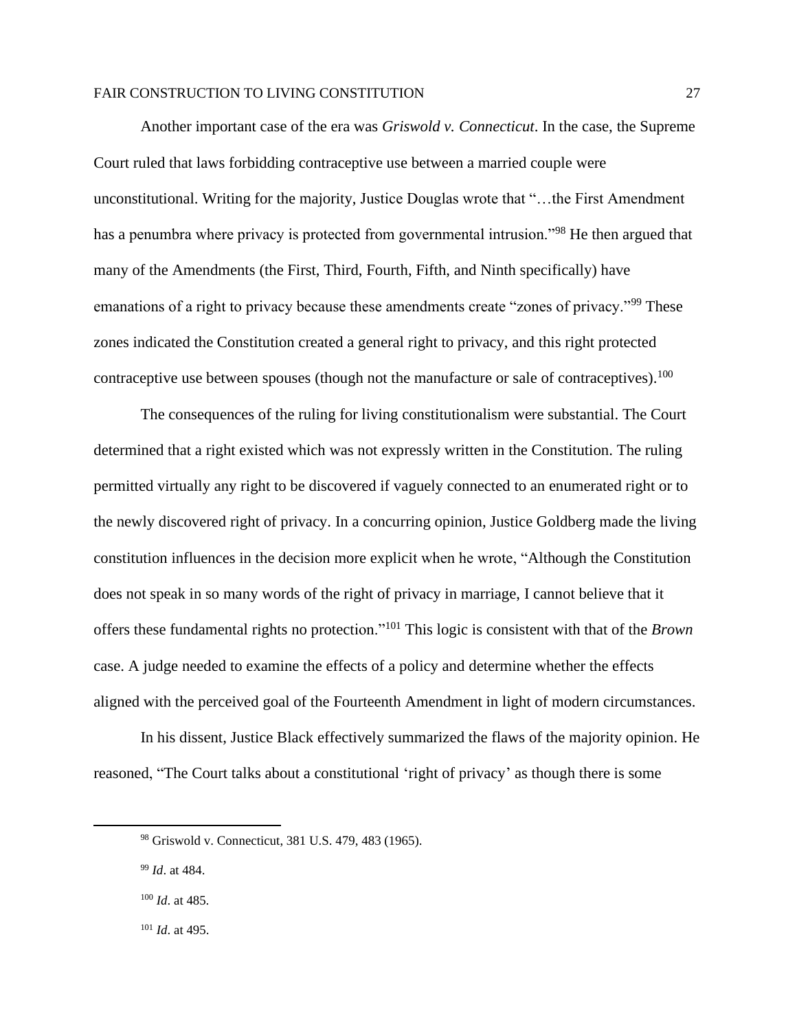Another important case of the era was *Griswold v. Connecticut*. In the case, the Supreme Court ruled that laws forbidding contraceptive use between a married couple were unconstitutional. Writing for the majority, Justice Douglas wrote that "…the First Amendment has a penumbra where privacy is protected from governmental intrusion."[98] He then argued that many of the Amendments (the First, Third, Fourth, Fifth, and Ninth specifically) have emanations of a right to privacy because these amendments create "zones of privacy."[99] These zones indicated the Constitution created a general right to privacy, and this right protected contraceptive use between spouses (though not the manufacture or sale of contraceptives).[100]

The consequences of the ruling for living constitutionalism were substantial. The Court determined that a right existed which was not expressly written in the Constitution. The ruling permitted virtually any right to be discovered if vaguely connected to an enumerated right or to the newly discovered right of privacy. In a concurring opinion, Justice Goldberg made the living constitution influences in the decision more explicit when he wrote, "Although the Constitution does not speak in so many words of the right of privacy in marriage, I cannot believe that it offers these fundamental rights no protection."[101] This logic is consistent with that of the *Brown* case. A judge needed to examine the effects of a policy and determine whether the effects aligned with the perceived goal of the Fourteenth Amendment in light of modern circumstances.

In his dissent, Justice Black effectively summarized the flaws of the majority opinion. He reasoned, "The Court talks about a constitutional 'right of privacy' as though there is some

---

[98] Griswold v. Connecticut, 381 U.S. 479, 483 (1965).

[99] *Id*. at 484.

[100] *Id*. at 485.

[101] *Id*. at 495.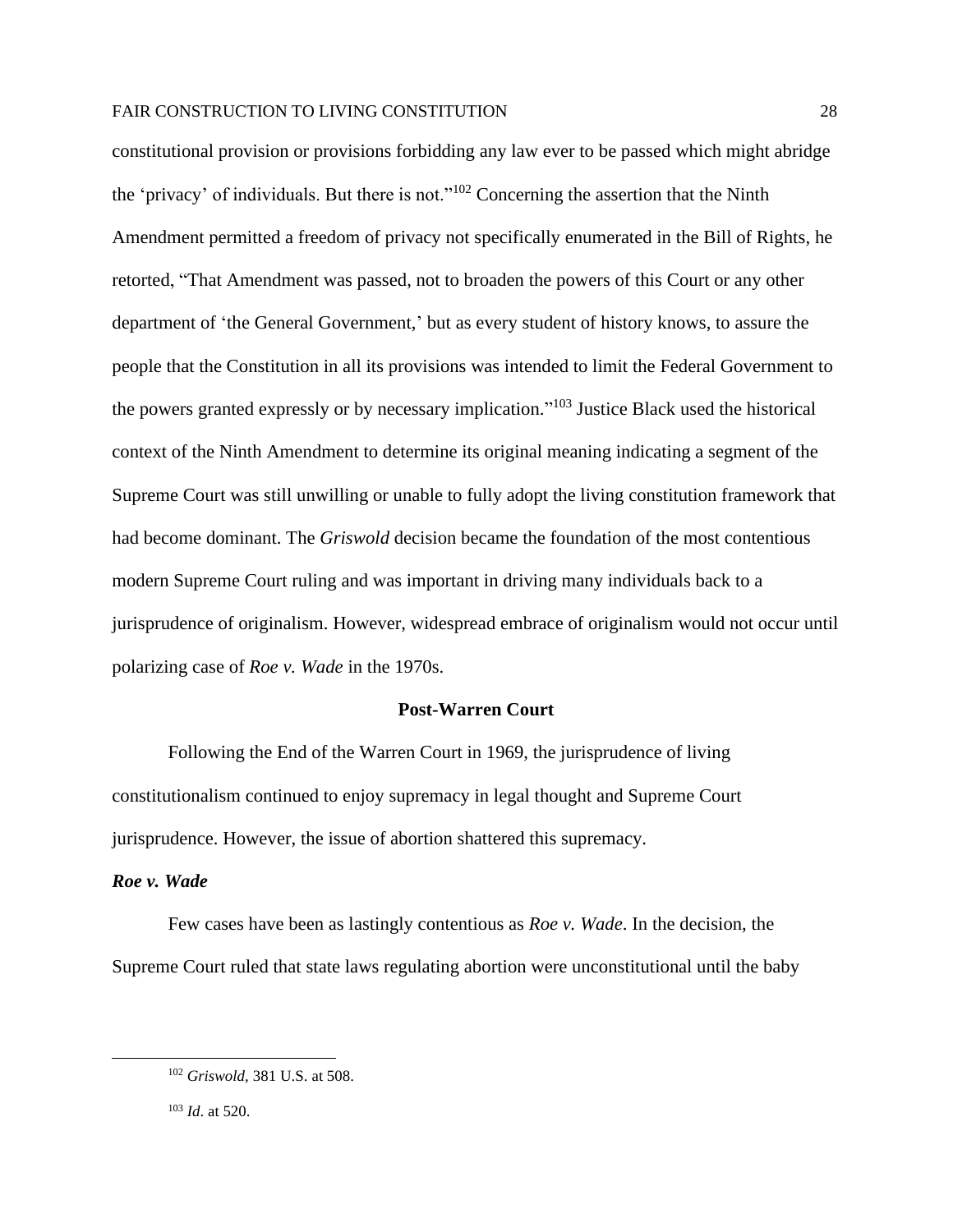constitutional provision or provisions forbidding any law ever to be passed which might abridge the 'privacy' of individuals. But there is not."[102] Concerning the assertion that the Ninth Amendment permitted a freedom of privacy not specifically enumerated in the Bill of Rights, he retorted, "That Amendment was passed, not to broaden the powers of this Court or any other department of 'the General Government,' but as every student of history knows, to assure the people that the Constitution in all its provisions was intended to limit the Federal Government to the powers granted expressly or by necessary implication."[103] Justice Black used the historical context of the Ninth Amendment to determine its original meaning indicating a segment of the Supreme Court was still unwilling or unable to fully adopt the living constitution framework that had become dominant. The *Griswold* decision became the foundation of the most contentious modern Supreme Court ruling and was important in driving many individuals back to a jurisprudence of originalism. However, widespread embrace of originalism would not occur until polarizing case of *Roe v. Wade* in the 1970s.

## Post-Warren Court

Following the End of the Warren Court in 1969, the jurisprudence of living constitutionalism continued to enjoy supremacy in legal thought and Supreme Court jurisprudence. However, the issue of abortion shattered this supremacy.

### *Roe v. Wade*

Few cases have been as lastingly contentious as *Roe v. Wade*. In the decision, the Supreme Court ruled that state laws regulating abortion were unconstitutional until the baby

---

[102] *Griswold*, 381 U.S. at 508.

[103] *Id*. at 520.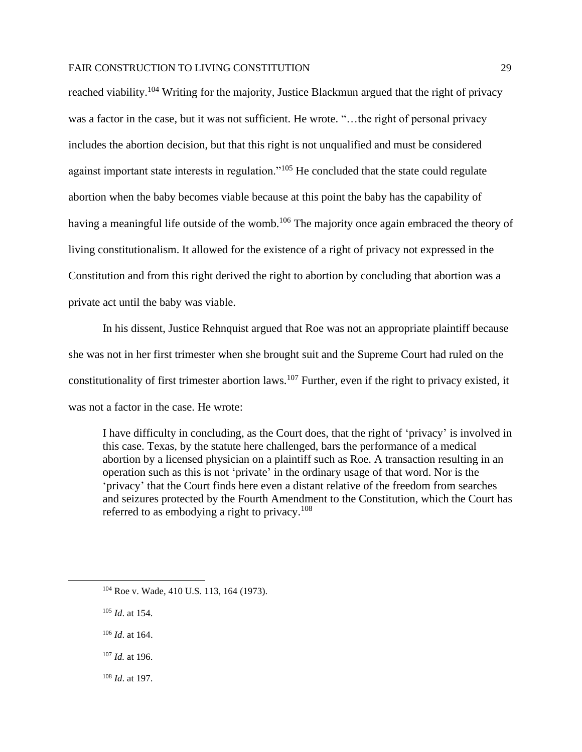reached viability.[104] Writing for the majority, Justice Blackmun argued that the right of privacy was a factor in the case, but it was not sufficient. He wrote. "…the right of personal privacy includes the abortion decision, but that this right is not unqualified and must be considered against important state interests in regulation."[105] He concluded that the state could regulate abortion when the baby becomes viable because at this point the baby has the capability of having a meaningful life outside of the womb.[106] The majority once again embraced the theory of living constitutionalism. It allowed for the existence of a right of privacy not expressed in the Constitution and from this right derived the right to abortion by concluding that abortion was a private act until the baby was viable.

In his dissent, Justice Rehnquist argued that Roe was not an appropriate plaintiff because she was not in her first trimester when she brought suit and the Supreme Court had ruled on the constitutionality of first trimester abortion laws.[107] Further, even if the right to privacy existed, it was not a factor in the case. He wrote:

> I have difficulty in concluding, as the Court does, that the right of 'privacy' is involved in this case. Texas, by the statute here challenged, bars the performance of a medical abortion by a licensed physician on a plaintiff such as Roe. A transaction resulting in an operation such as this is not 'private' in the ordinary usage of that word. Nor is the 'privacy' that the Court finds here even a distant relative of the freedom from searches and seizures protected by the Fourth Amendment to the Constitution, which the Court has referred to as embodying a right to privacy.[108]

---

[104] Roe v. Wade, 410 U.S. 113, 164 (1973).

[105] *Id*. at 154.

[106] *Id*. at 164.

[107] *Id.* at 196.

[108] *Id*. at 197.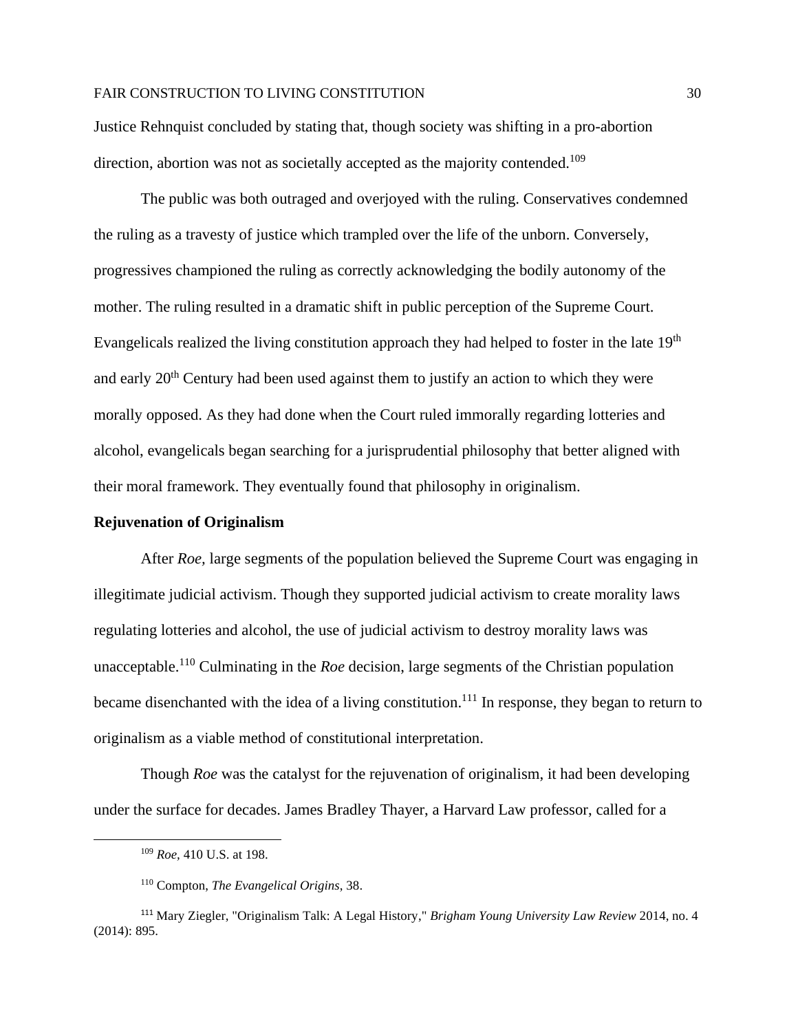Justice Rehnquist concluded by stating that, though society was shifting in a pro-abortion direction, abortion was not as societally accepted as the majority contended.[109]

The public was both outraged and overjoyed with the ruling. Conservatives condemned the ruling as a travesty of justice which trampled over the life of the unborn. Conversely, progressives championed the ruling as correctly acknowledging the bodily autonomy of the mother. The ruling resulted in a dramatic shift in public perception of the Supreme Court. Evangelicals realized the living constitution approach they had helped to foster in the late 19th and early 20th Century had been used against them to justify an action to which they were morally opposed. As they had done when the Court ruled immorally regarding lotteries and alcohol, evangelicals began searching for a jurisprudential philosophy that better aligned with their moral framework. They eventually found that philosophy in originalism.

**Rejuvenation of Originalism**

After *Roe,* large segments of the population believed the Supreme Court was engaging in illegitimate judicial activism. Though they supported judicial activism to create morality laws regulating lotteries and alcohol, the use of judicial activism to destroy morality laws was unacceptable.[110] Culminating in the *Roe* decision, large segments of the Christian population became disenchanted with the idea of a living constitution.[111] In response, they began to return to originalism as a viable method of constitutional interpretation.

Though *Roe* was the catalyst for the rejuvenation of originalism, it had been developing under the surface for decades. James Bradley Thayer, a Harvard Law professor, called for a

---

[109] *Roe,* 410 U.S. at 198.

[110] Compton, *The Evangelical Origins*, 38.

[111] Mary Ziegler, "Originalism Talk: A Legal History," *Brigham Young University Law Review* 2014, no. 4 (2014): 895.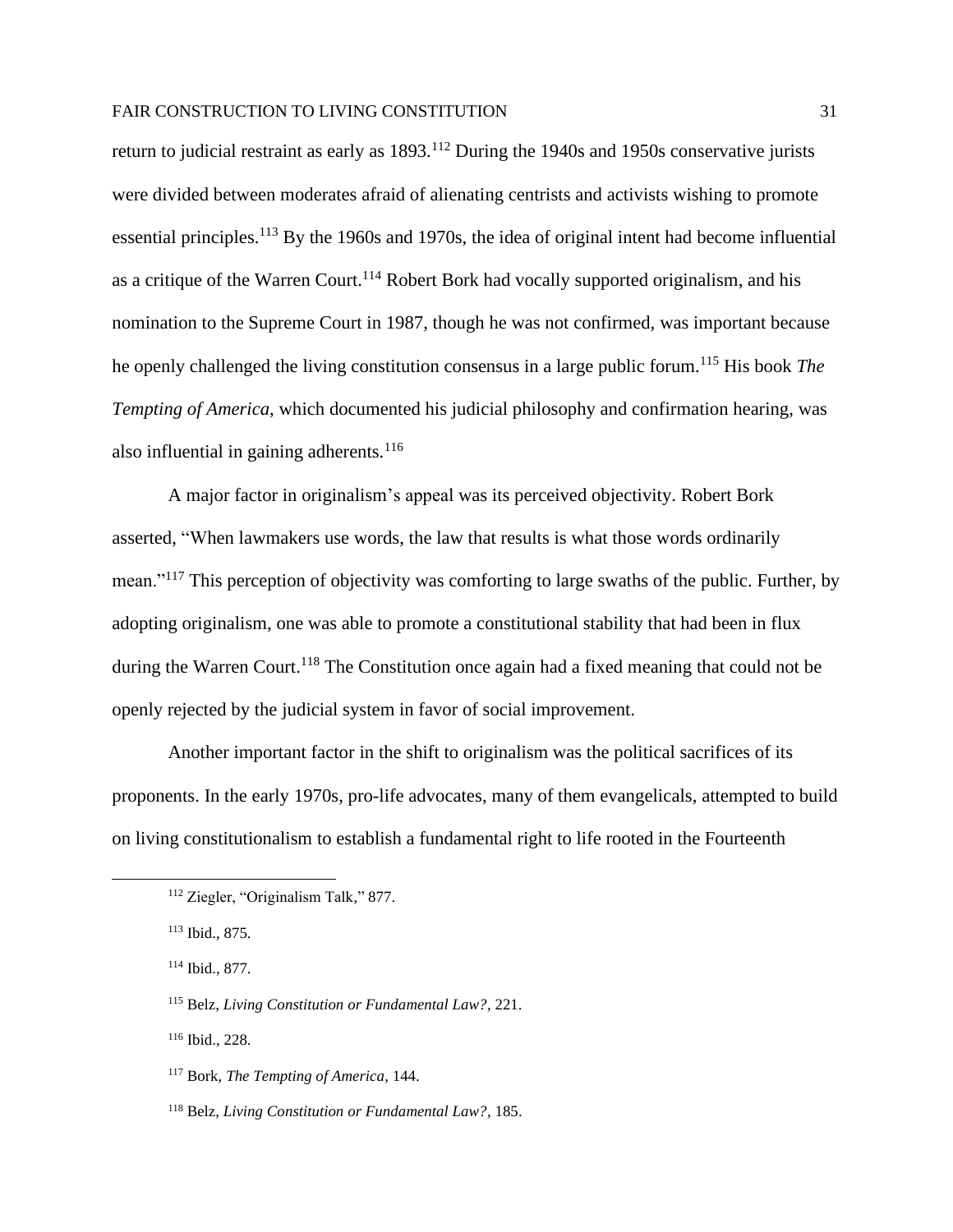return to judicial restraint as early as 1893.[112] During the 1940s and 1950s conservative jurists were divided between moderates afraid of alienating centrists and activists wishing to promote essential principles.[113] By the 1960s and 1970s, the idea of original intent had become influential as a critique of the Warren Court.[114] Robert Bork had vocally supported originalism, and his nomination to the Supreme Court in 1987, though he was not confirmed, was important because he openly challenged the living constitution consensus in a large public forum.[115] His book *The Tempting of America*, which documented his judicial philosophy and confirmation hearing, was also influential in gaining adherents.[116]

A major factor in originalism's appeal was its perceived objectivity. Robert Bork asserted, "When lawmakers use words, the law that results is what those words ordinarily mean."[117] This perception of objectivity was comforting to large swaths of the public. Further, by adopting originalism, one was able to promote a constitutional stability that had been in flux during the Warren Court.[118] The Constitution once again had a fixed meaning that could not be openly rejected by the judicial system in favor of social improvement.

Another important factor in the shift to originalism was the political sacrifices of its proponents. In the early 1970s, pro-life advocates, many of them evangelicals, attempted to build on living constitutionalism to establish a fundamental right to life rooted in the Fourteenth

---

[112] Ziegler, "Originalism Talk," 877.

[113] Ibid., 875.

[114] Ibid., 877.

[115] Belz, *Living Constitution or Fundamental Law?*, 221.

[116] Ibid., 228.

[117] Bork, *The Tempting of America*, 144.

[118] Belz, *Living Constitution or Fundamental Law?*, 185.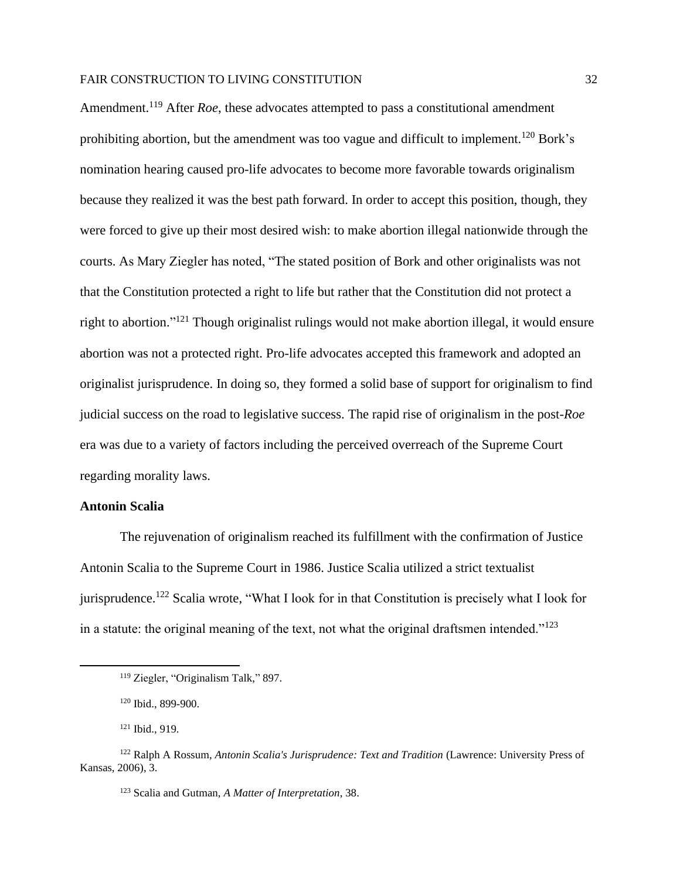Amendment.[119] After *Roe*, these advocates attempted to pass a constitutional amendment prohibiting abortion, but the amendment was too vague and difficult to implement.[120] Bork's nomination hearing caused pro-life advocates to become more favorable towards originalism because they realized it was the best path forward. In order to accept this position, though, they were forced to give up their most desired wish: to make abortion illegal nationwide through the courts. As Mary Ziegler has noted, "The stated position of Bork and other originalists was not that the Constitution protected a right to life but rather that the Constitution did not protect a right to abortion."[121] Though originalist rulings would not make abortion illegal, it would ensure abortion was not a protected right. Pro-life advocates accepted this framework and adopted an originalist jurisprudence. In doing so, they formed a solid base of support for originalism to find judicial success on the road to legislative success. The rapid rise of originalism in the post-*Roe* era was due to a variety of factors including the perceived overreach of the Supreme Court regarding morality laws.

**Antonin Scalia**

The rejuvenation of originalism reached its fulfillment with the confirmation of Justice Antonin Scalia to the Supreme Court in 1986. Justice Scalia utilized a strict textualist jurisprudence.[122] Scalia wrote, "What I look for in that Constitution is precisely what I look for in a statute: the original meaning of the text, not what the original draftsmen intended."[123]

---

[119] Ziegler, "Originalism Talk," 897.

[120] Ibid., 899-900.

[121] Ibid., 919.

[122] Ralph A Rossum, *Antonin Scalia's Jurisprudence: Text and Tradition* (Lawrence: University Press of Kansas, 2006), 3.

[123] Scalia and Gutman, *A Matter of Interpretation*, 38.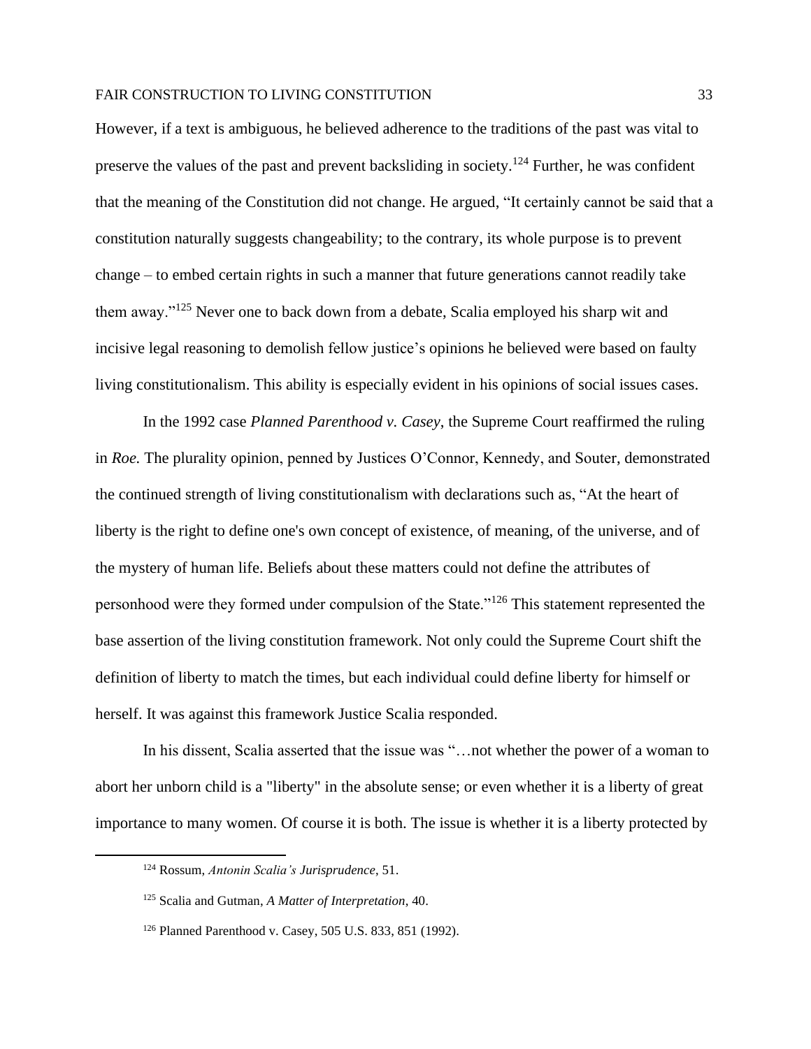However, if a text is ambiguous, he believed adherence to the traditions of the past was vital to preserve the values of the past and prevent backsliding in society.[124] Further, he was confident that the meaning of the Constitution did not change. He argued, "It certainly cannot be said that a constitution naturally suggests changeability; to the contrary, its whole purpose is to prevent change – to embed certain rights in such a manner that future generations cannot readily take them away."[125] Never one to back down from a debate, Scalia employed his sharp wit and incisive legal reasoning to demolish fellow justice's opinions he believed were based on faulty living constitutionalism. This ability is especially evident in his opinions of social issues cases.

In the 1992 case *Planned Parenthood v. Casey*, the Supreme Court reaffirmed the ruling in *Roe.* The plurality opinion, penned by Justices O'Connor, Kennedy, and Souter, demonstrated the continued strength of living constitutionalism with declarations such as, "At the heart of liberty is the right to define one's own concept of existence, of meaning, of the universe, and of the mystery of human life. Beliefs about these matters could not define the attributes of personhood were they formed under compulsion of the State."[126] This statement represented the base assertion of the living constitution framework. Not only could the Supreme Court shift the definition of liberty to match the times, but each individual could define liberty for himself or herself. It was against this framework Justice Scalia responded.

In his dissent, Scalia asserted that the issue was "…not whether the power of a woman to abort her unborn child is a "liberty" in the absolute sense; or even whether it is a liberty of great importance to many women. Of course it is both. The issue is whether it is a liberty protected by

---

[124] Rossum, *Antonin Scalia's Jurisprudence*, 51.

[125] Scalia and Gutman, *A Matter of Interpretation*, 40.

[126] Planned Parenthood v. Casey, 505 U.S. 833, 851 (1992).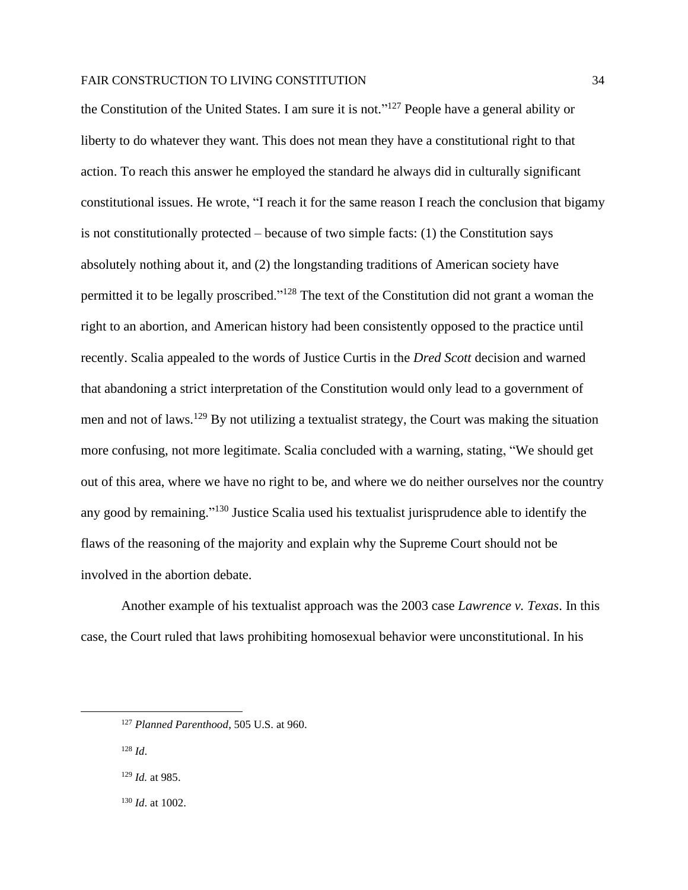the Constitution of the United States. I am sure it is not."[127] People have a general ability or liberty to do whatever they want. This does not mean they have a constitutional right to that action. To reach this answer he employed the standard he always did in culturally significant constitutional issues. He wrote, "I reach it for the same reason I reach the conclusion that bigamy is not constitutionally protected – because of two simple facts: (1) the Constitution says absolutely nothing about it, and (2) the longstanding traditions of American society have permitted it to be legally proscribed."[128] The text of the Constitution did not grant a woman the right to an abortion, and American history had been consistently opposed to the practice until recently. Scalia appealed to the words of Justice Curtis in the *Dred Scott* decision and warned that abandoning a strict interpretation of the Constitution would only lead to a government of men and not of laws.[129] By not utilizing a textualist strategy, the Court was making the situation more confusing, not more legitimate. Scalia concluded with a warning, stating, "We should get out of this area, where we have no right to be, and where we do neither ourselves nor the country any good by remaining."[130] Justice Scalia used his textualist jurisprudence able to identify the flaws of the reasoning of the majority and explain why the Supreme Court should not be involved in the abortion debate.

Another example of his textualist approach was the 2003 case *Lawrence v. Texas*. In this case, the Court ruled that laws prohibiting homosexual behavior were unconstitutional. In his

---

[127] *Planned Parenthood*, 505 U.S. at 960.

[128] *Id*.

[129] *Id.* at 985.

[130] *Id*. at 1002.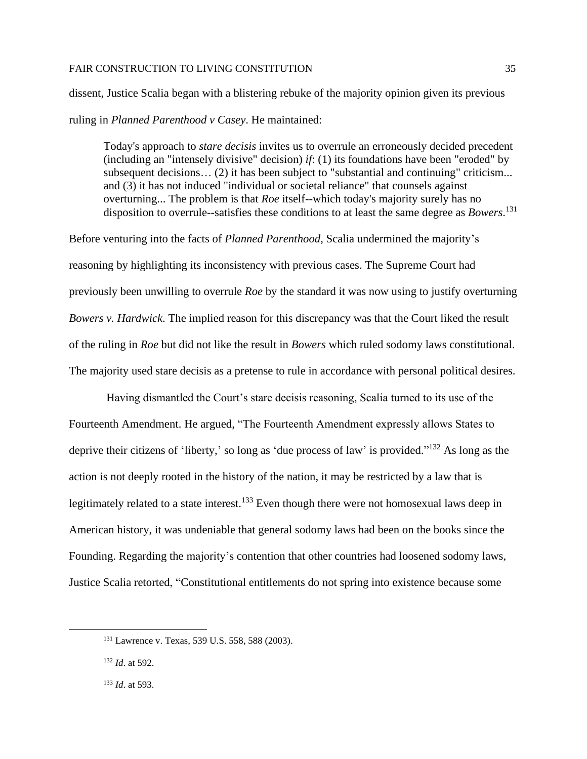dissent, Justice Scalia began with a blistering rebuke of the majority opinion given its previous ruling in *Planned Parenthood v Casey*. He maintained:

> Today's approach to *stare decisis* invites us to overrule an erroneously decided precedent (including an "intensely divisive" decision) *if*: (1) its foundations have been "eroded" by subsequent decisions… (2) it has been subject to "substantial and continuing" criticism... and (3) it has not induced "individual or societal reliance" that counsels against overturning... The problem is that *Roe* itself--which today's majority surely has no disposition to overrule--satisfies these conditions to at least the same degree as *Bowers*.[131]

Before venturing into the facts of *Planned Parenthood*, Scalia undermined the majority's reasoning by highlighting its inconsistency with previous cases. The Supreme Court had previously been unwilling to overrule *Roe* by the standard it was now using to justify overturning *Bowers v. Hardwick*. The implied reason for this discrepancy was that the Court liked the result of the ruling in *Roe* but did not like the result in *Bowers* which ruled sodomy laws constitutional. The majority used stare decisis as a pretense to rule in accordance with personal political desires.

Having dismantled the Court's stare decisis reasoning, Scalia turned to its use of the Fourteenth Amendment. He argued, "The Fourteenth Amendment expressly allows States to deprive their citizens of 'liberty,' so long as 'due process of law' is provided."[132] As long as the action is not deeply rooted in the history of the nation, it may be restricted by a law that is legitimately related to a state interest.[133] Even though there were not homosexual laws deep in American history, it was undeniable that general sodomy laws had been on the books since the Founding. Regarding the majority's contention that other countries had loosened sodomy laws, Justice Scalia retorted, "Constitutional entitlements do not spring into existence because some

---

[131] Lawrence v. Texas, 539 U.S. 558, 588 (2003).

[132] *Id*. at 592.

[133] *Id*. at 593.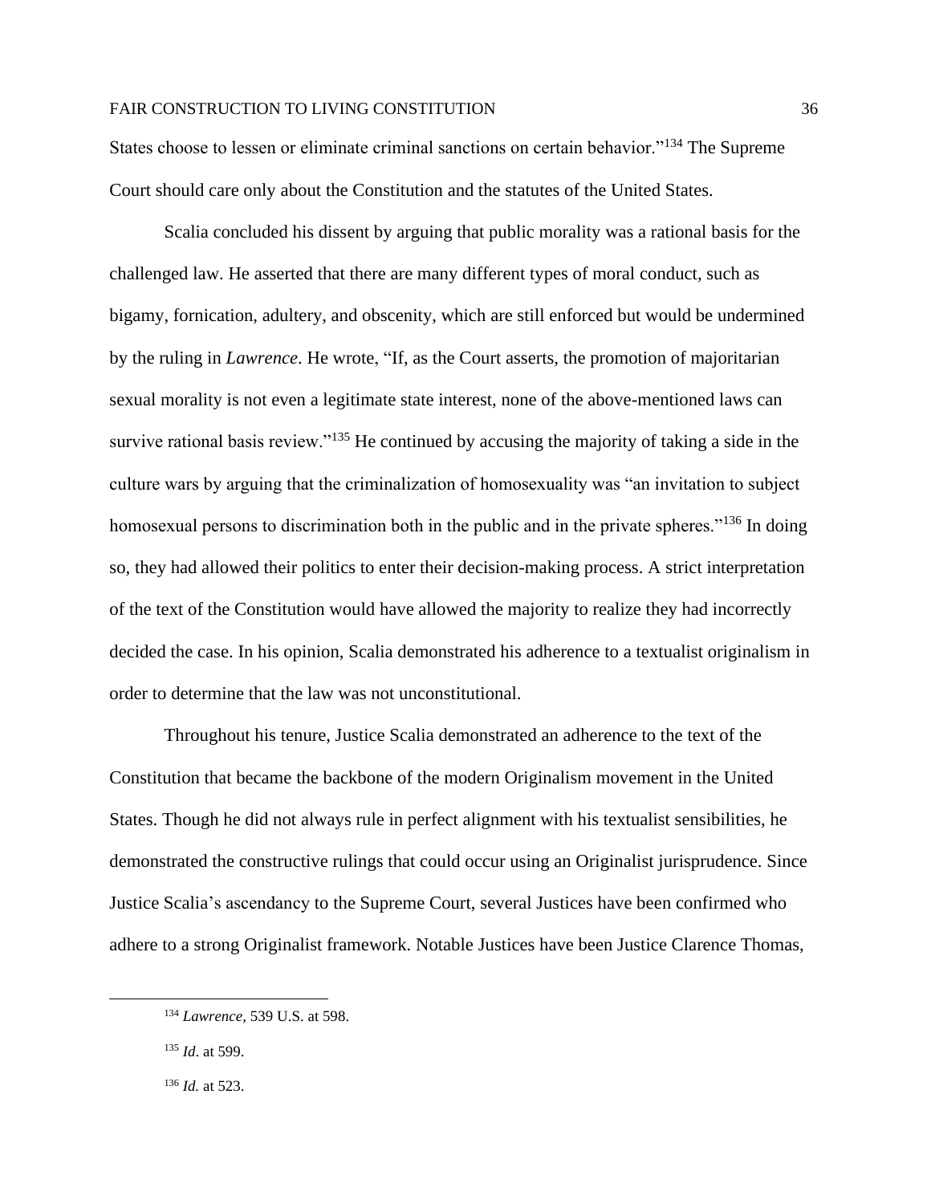States choose to lessen or eliminate criminal sanctions on certain behavior."[134] The Supreme Court should care only about the Constitution and the statutes of the United States.

Scalia concluded his dissent by arguing that public morality was a rational basis for the challenged law. He asserted that there are many different types of moral conduct, such as bigamy, fornication, adultery, and obscenity, which are still enforced but would be undermined by the ruling in *Lawrence*. He wrote, "If, as the Court asserts, the promotion of majoritarian sexual morality is not even a legitimate state interest, none of the above-mentioned laws can survive rational basis review."[135] He continued by accusing the majority of taking a side in the culture wars by arguing that the criminalization of homosexuality was "an invitation to subject homosexual persons to discrimination both in the public and in the private spheres."[136] In doing so, they had allowed their politics to enter their decision-making process. A strict interpretation of the text of the Constitution would have allowed the majority to realize they had incorrectly decided the case. In his opinion, Scalia demonstrated his adherence to a textualist originalism in order to determine that the law was not unconstitutional.

Throughout his tenure, Justice Scalia demonstrated an adherence to the text of the Constitution that became the backbone of the modern Originalism movement in the United States. Though he did not always rule in perfect alignment with his textualist sensibilities, he demonstrated the constructive rulings that could occur using an Originalist jurisprudence. Since Justice Scalia's ascendancy to the Supreme Court, several Justices have been confirmed who adhere to a strong Originalist framework. Notable Justices have been Justice Clarence Thomas,

---

[134] *Lawrence,* 539 U.S. at 598.

[135] *Id*. at 599.

[136] *Id.* at 523.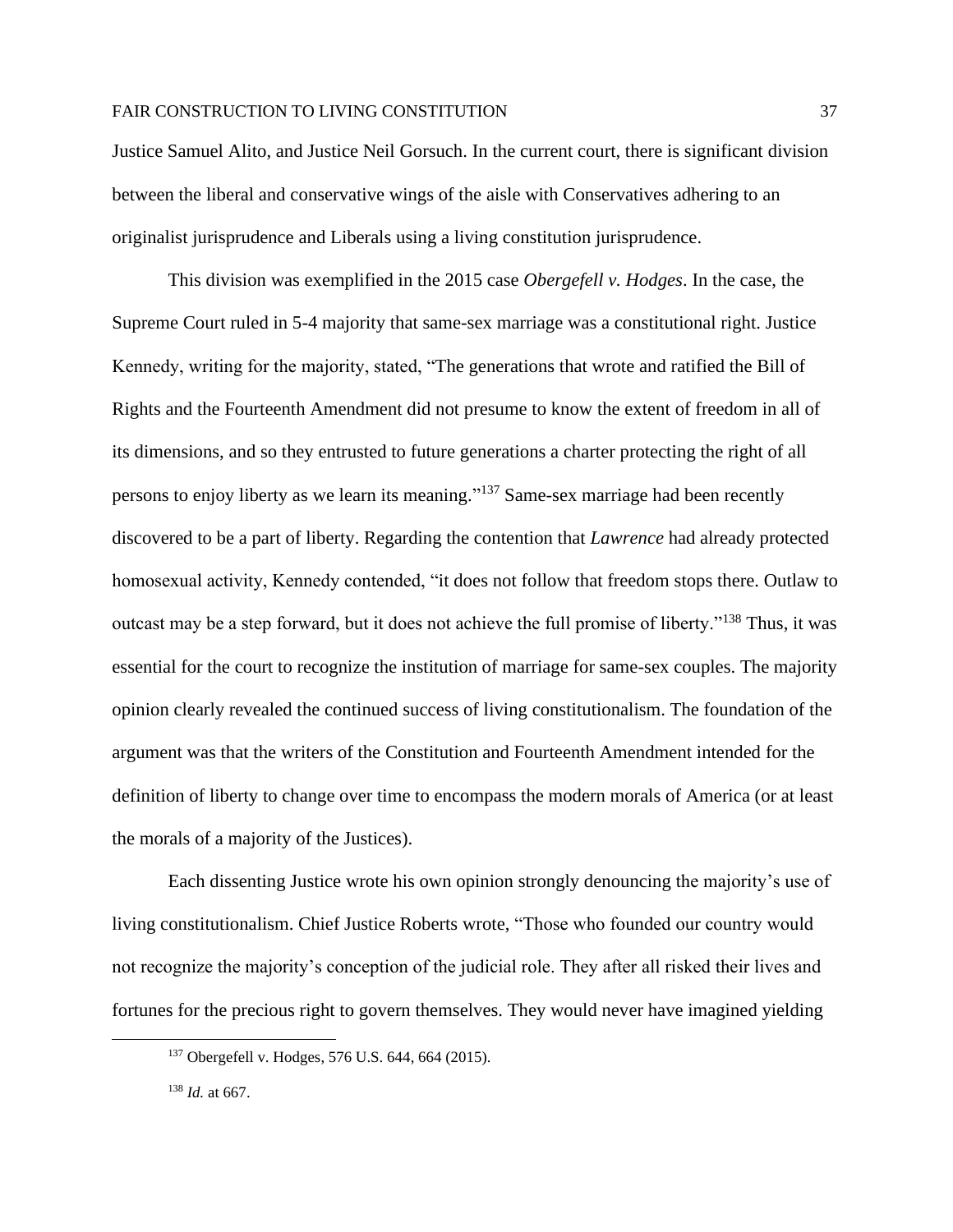Justice Samuel Alito, and Justice Neil Gorsuch. In the current court, there is significant division between the liberal and conservative wings of the aisle with Conservatives adhering to an originalist jurisprudence and Liberals using a living constitution jurisprudence.

This division was exemplified in the 2015 case *Obergefell v. Hodges*. In the case, the Supreme Court ruled in 5-4 majority that same-sex marriage was a constitutional right. Justice Kennedy, writing for the majority, stated, "The generations that wrote and ratified the Bill of Rights and the Fourteenth Amendment did not presume to know the extent of freedom in all of its dimensions, and so they entrusted to future generations a charter protecting the right of all persons to enjoy liberty as we learn its meaning."[137] Same-sex marriage had been recently discovered to be a part of liberty. Regarding the contention that *Lawrence* had already protected homosexual activity, Kennedy contended, "it does not follow that freedom stops there. Outlaw to outcast may be a step forward, but it does not achieve the full promise of liberty."[138] Thus, it was essential for the court to recognize the institution of marriage for same-sex couples. The majority opinion clearly revealed the continued success of living constitutionalism. The foundation of the argument was that the writers of the Constitution and Fourteenth Amendment intended for the definition of liberty to change over time to encompass the modern morals of America (or at least the morals of a majority of the Justices).

Each dissenting Justice wrote his own opinion strongly denouncing the majority's use of living constitutionalism. Chief Justice Roberts wrote, "Those who founded our country would not recognize the majority's conception of the judicial role. They after all risked their lives and fortunes for the precious right to govern themselves. They would never have imagined yielding

---

[137] Obergefell v. Hodges, 576 U.S. 644, 664 (2015).

[138] *Id.* at 667.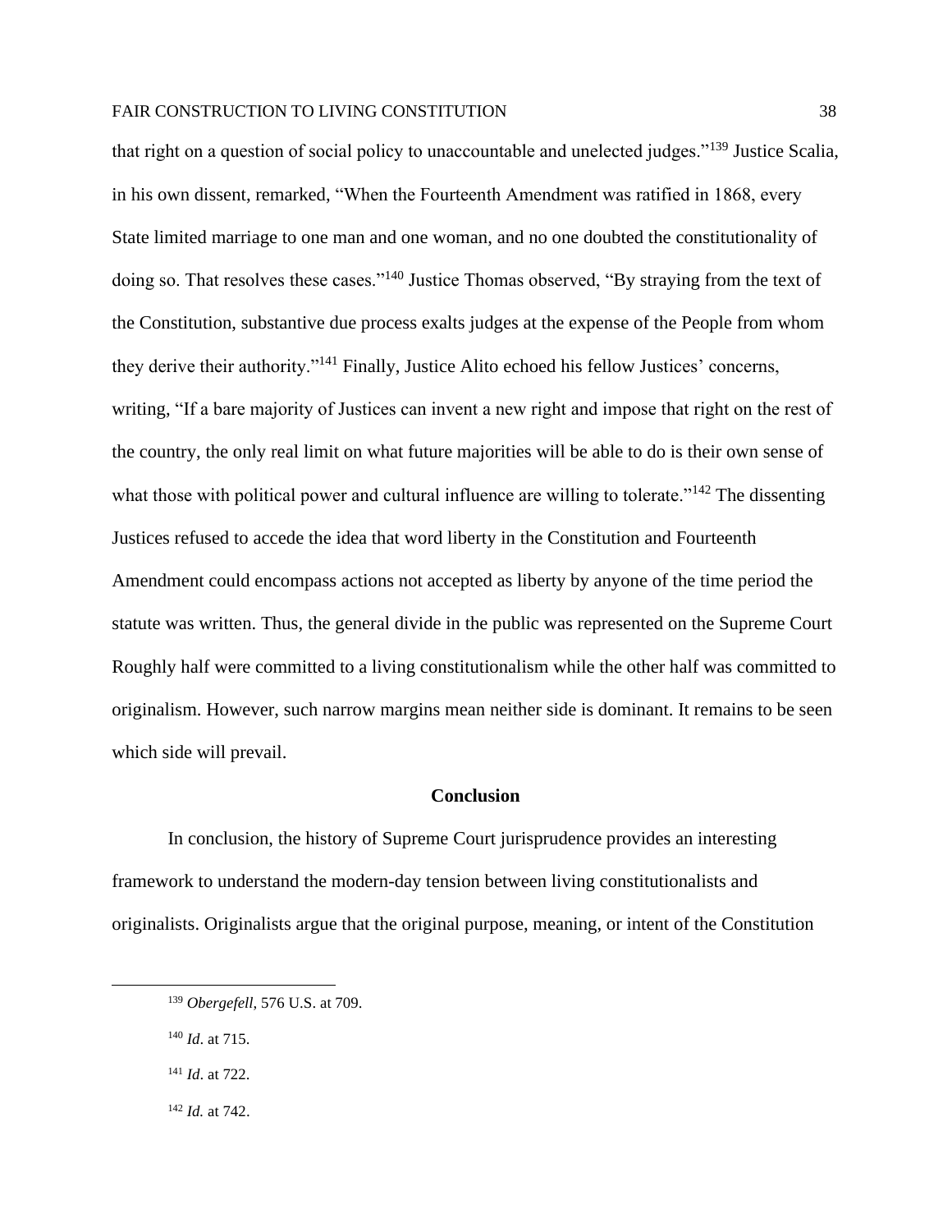that right on a question of social policy to unaccountable and unelected judges."[139] Justice Scalia, in his own dissent, remarked, "When the Fourteenth Amendment was ratified in 1868, every State limited marriage to one man and one woman, and no one doubted the constitutionality of doing so. That resolves these cases."[140] Justice Thomas observed, "By straying from the text of the Constitution, substantive due process exalts judges at the expense of the People from whom they derive their authority."[141] Finally, Justice Alito echoed his fellow Justices' concerns, writing, "If a bare majority of Justices can invent a new right and impose that right on the rest of the country, the only real limit on what future majorities will be able to do is their own sense of what those with political power and cultural influence are willing to tolerate."[142] The dissenting Justices refused to accede the idea that word liberty in the Constitution and Fourteenth Amendment could encompass actions not accepted as liberty by anyone of the time period the statute was written. Thus, the general divide in the public was represented on the Supreme Court Roughly half were committed to a living constitutionalism while the other half was committed to originalism. However, such narrow margins mean neither side is dominant. It remains to be seen which side will prevail.

## Conclusion

In conclusion, the history of Supreme Court jurisprudence provides an interesting framework to understand the modern-day tension between living constitutionalists and originalists. Originalists argue that the original purpose, meaning, or intent of the Constitution

---

[139] *Obergefell*, 576 U.S. at 709.

[140] *Id*. at 715.

[141] *Id*. at 722.

[142] *Id.* at 742.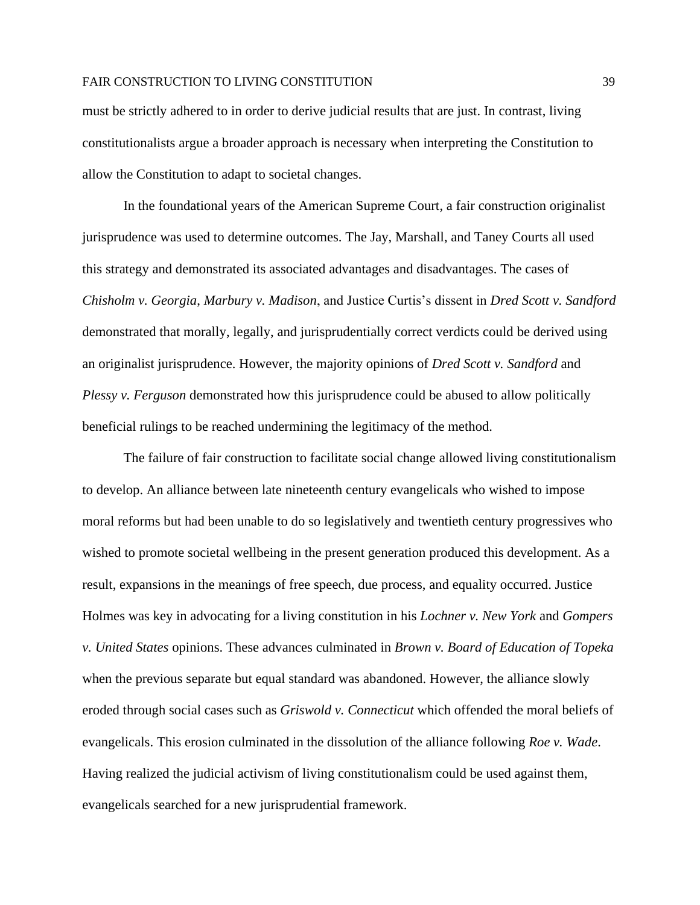must be strictly adhered to in order to derive judicial results that are just. In contrast, living constitutionalists argue a broader approach is necessary when interpreting the Constitution to allow the Constitution to adapt to societal changes.

In the foundational years of the American Supreme Court, a fair construction originalist jurisprudence was used to determine outcomes. The Jay, Marshall, and Taney Courts all used this strategy and demonstrated its associated advantages and disadvantages. The cases of *Chisholm v. Georgia*, *Marbury v. Madison*, and Justice Curtis's dissent in *Dred Scott v. Sandford* demonstrated that morally, legally, and jurisprudentially correct verdicts could be derived using an originalist jurisprudence. However, the majority opinions of *Dred Scott v. Sandford* and *Plessy v. Ferguson* demonstrated how this jurisprudence could be abused to allow politically beneficial rulings to be reached undermining the legitimacy of the method.

The failure of fair construction to facilitate social change allowed living constitutionalism to develop. An alliance between late nineteenth century evangelicals who wished to impose moral reforms but had been unable to do so legislatively and twentieth century progressives who wished to promote societal wellbeing in the present generation produced this development. As a result, expansions in the meanings of free speech, due process, and equality occurred. Justice Holmes was key in advocating for a living constitution in his *Lochner v. New York* and *Gompers v. United States* opinions. These advances culminated in *Brown v. Board of Education of Topeka* when the previous separate but equal standard was abandoned. However, the alliance slowly eroded through social cases such as *Griswold v. Connecticut* which offended the moral beliefs of evangelicals. This erosion culminated in the dissolution of the alliance following *Roe v. Wade*. Having realized the judicial activism of living constitutionalism could be used against them, evangelicals searched for a new jurisprudential framework.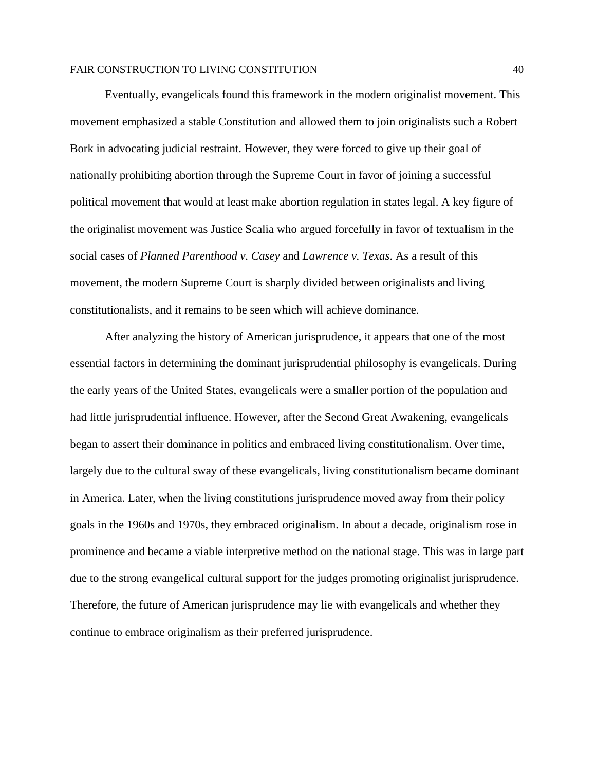Eventually, evangelicals found this framework in the modern originalist movement. This movement emphasized a stable Constitution and allowed them to join originalists such a Robert Bork in advocating judicial restraint. However, they were forced to give up their goal of nationally prohibiting abortion through the Supreme Court in favor of joining a successful political movement that would at least make abortion regulation in states legal. A key figure of the originalist movement was Justice Scalia who argued forcefully in favor of textualism in the social cases of *Planned Parenthood v. Casey* and *Lawrence v. Texas*. As a result of this movement, the modern Supreme Court is sharply divided between originalists and living constitutionalists, and it remains to be seen which will achieve dominance.

After analyzing the history of American jurisprudence, it appears that one of the most essential factors in determining the dominant jurisprudential philosophy is evangelicals. During the early years of the United States, evangelicals were a smaller portion of the population and had little jurisprudential influence. However, after the Second Great Awakening, evangelicals began to assert their dominance in politics and embraced living constitutionalism. Over time, largely due to the cultural sway of these evangelicals, living constitutionalism became dominant in America. Later, when the living constitutions jurisprudence moved away from their policy goals in the 1960s and 1970s, they embraced originalism. In about a decade, originalism rose in prominence and became a viable interpretive method on the national stage. This was in large part due to the strong evangelical cultural support for the judges promoting originalist jurisprudence. Therefore, the future of American jurisprudence may lie with evangelicals and whether they continue to embrace originalism as their preferred jurisprudence.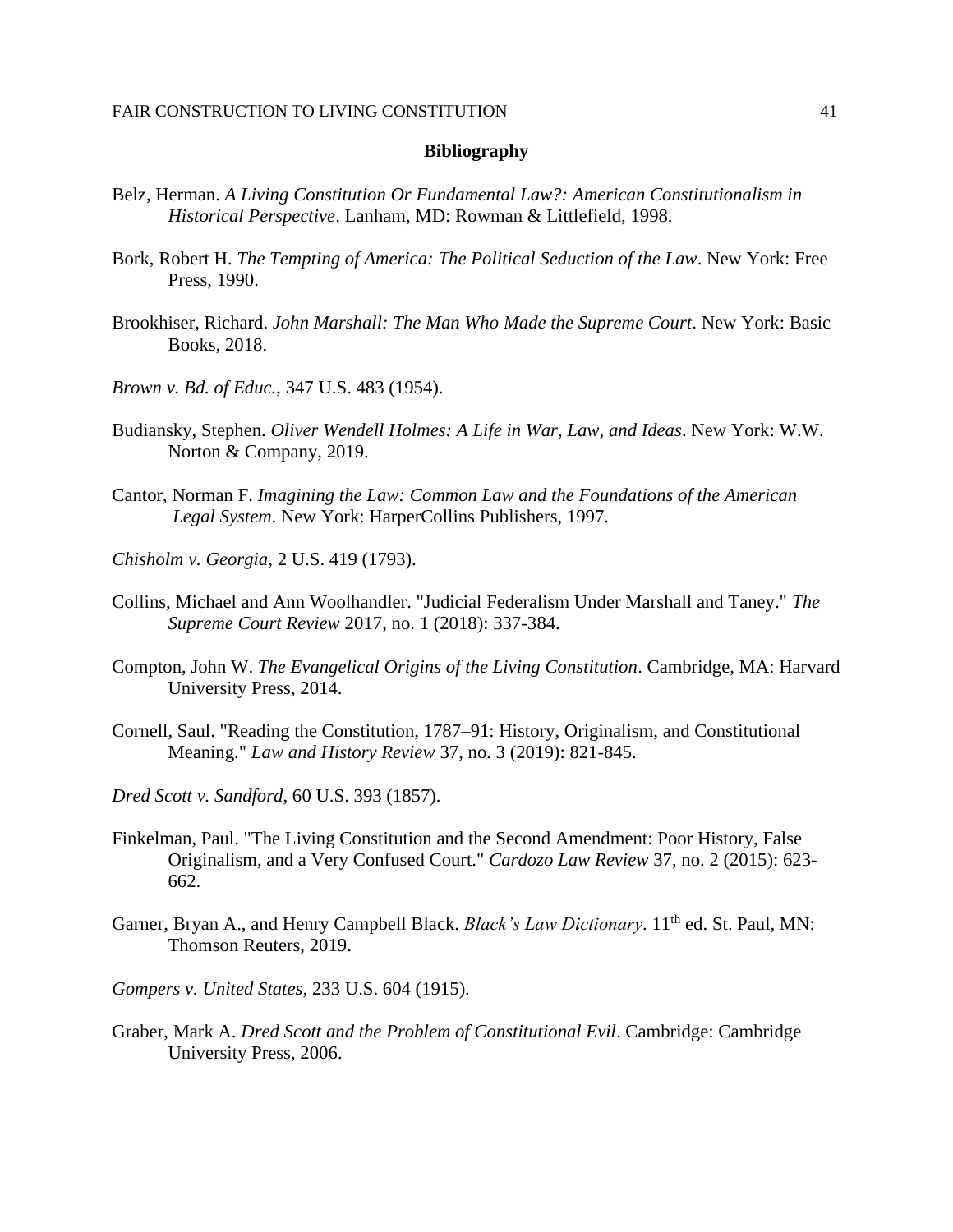## Bibliography

Belz, Herman. *A Living Constitution Or Fundamental Law?: American Constitutionalism in Historical Perspective*. Lanham, MD: Rowman & Littlefield, 1998.

Bork, Robert H. *The Tempting of America: The Political Seduction of the Law*. New York: Free Press, 1990.

Brookhiser, Richard. *John Marshall: The Man Who Made the Supreme Court*. New York: Basic Books, 2018.

*Brown v. Bd. of Educ.*, 347 U.S. 483 (1954).

Budiansky, Stephen. *Oliver Wendell Holmes: A Life in War, Law, and Ideas*. New York: W.W. Norton & Company, 2019.

Cantor, Norman F. *Imagining the Law: Common Law and the Foundations of the American Legal System*. New York: HarperCollins Publishers, 1997.

*Chisholm v. Georgia*, 2 U.S. 419 (1793).

Collins, Michael and Ann Woolhandler. "Judicial Federalism Under Marshall and Taney." *The Supreme Court Review* 2017, no. 1 (2018): 337-384.

Compton, John W. *The Evangelical Origins of the Living Constitution*. Cambridge, MA: Harvard University Press, 2014.

Cornell, Saul. "Reading the Constitution, 1787–91: History, Originalism, and Constitutional Meaning." *Law and History Review* 37, no. 3 (2019): 821-845.

*Dred Scott v. Sandford*, 60 U.S. 393 (1857).

Finkelman, Paul. "The Living Constitution and the Second Amendment: Poor History, False Originalism, and a Very Confused Court." *Cardozo Law Review* 37, no. 2 (2015): 623-662.

Garner, Bryan A., and Henry Campbell Black. *Black's Law Dictionary*. 11th ed. St. Paul, MN: Thomson Reuters, 2019.

*Gompers v. United States*, 233 U.S. 604 (1915).

Graber, Mark A. *Dred Scott and the Problem of Constitutional Evil*. Cambridge: Cambridge University Press, 2006.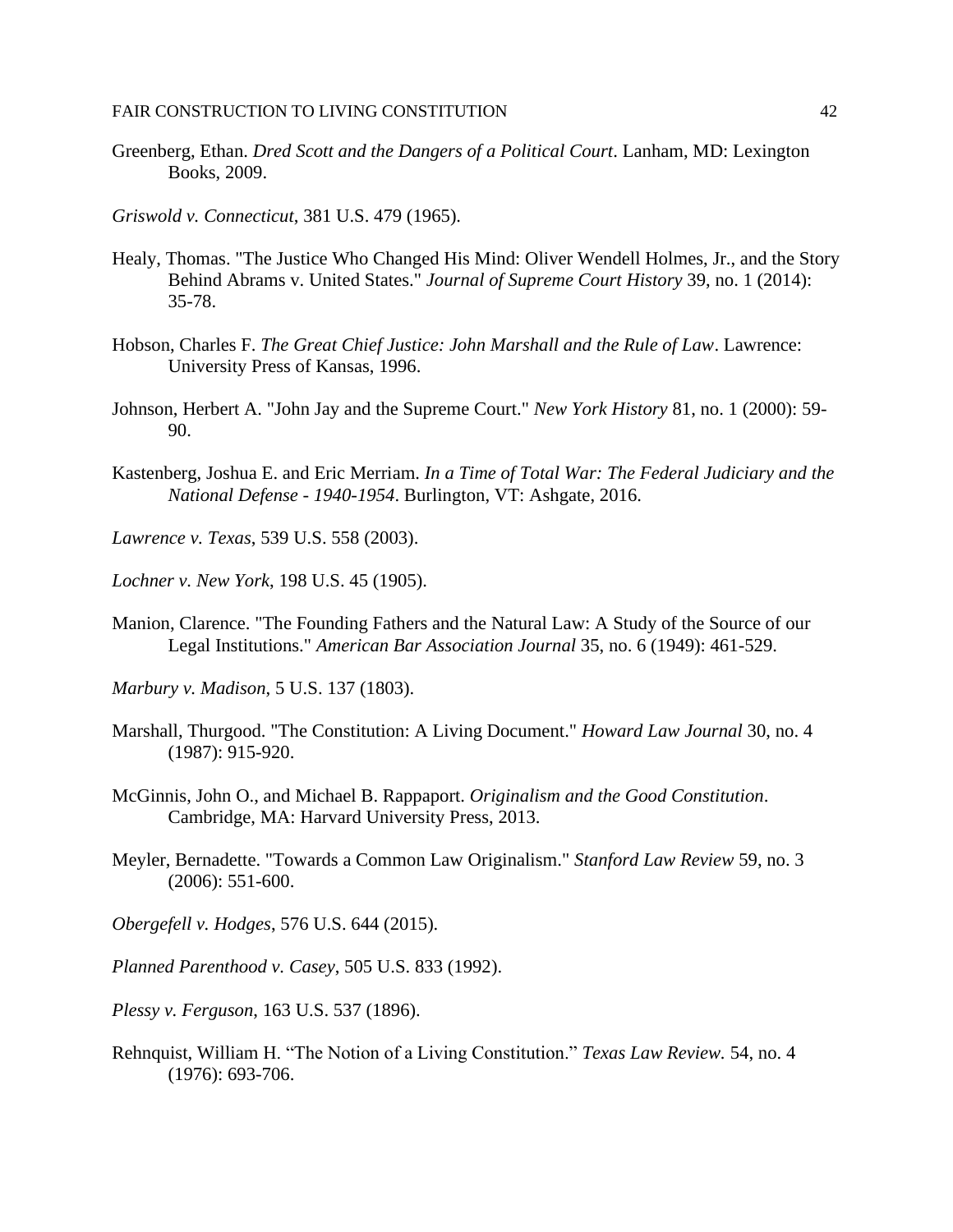Greenberg, Ethan. *Dred Scott and the Dangers of a Political Court*. Lanham, MD: Lexington Books, 2009.

*Griswold v. Connecticut*, 381 U.S. 479 (1965).

Healy, Thomas. "The Justice Who Changed His Mind: Oliver Wendell Holmes, Jr., and the Story Behind Abrams v. United States." *Journal of Supreme Court History* 39, no. 1 (2014): 35-78.

Hobson, Charles F. *The Great Chief Justice: John Marshall and the Rule of Law*. Lawrence: University Press of Kansas, 1996.

Johnson, Herbert A. "John Jay and the Supreme Court." *New York History* 81, no. 1 (2000): 59-90.

Kastenberg, Joshua E. and Eric Merriam. *In a Time of Total War: The Federal Judiciary and the National Defense - 1940-1954*. Burlington, VT: Ashgate, 2016.

*Lawrence v. Texas*, 539 U.S. 558 (2003).

*Lochner v. New York*, 198 U.S. 45 (1905).

Manion, Clarence. "The Founding Fathers and the Natural Law: A Study of the Source of our Legal Institutions." *American Bar Association Journal* 35, no. 6 (1949): 461-529.

*Marbury v. Madison*, 5 U.S. 137 (1803).

Marshall, Thurgood. "The Constitution: A Living Document." *Howard Law Journal* 30, no. 4 (1987): 915-920.

McGinnis, John O., and Michael B. Rappaport. *Originalism and the Good Constitution*. Cambridge, MA: Harvard University Press, 2013.

Meyler, Bernadette. "Towards a Common Law Originalism." *Stanford Law Review* 59, no. 3 (2006): 551-600.

*Obergefell v. Hodges*, 576 U.S. 644 (2015).

*Planned Parenthood v. Casey*, 505 U.S. 833 (1992).

*Plessy v. Ferguson*, 163 U.S. 537 (1896).

Rehnquist, William H. "The Notion of a Living Constitution." *Texas Law Review.* 54, no. 4 (1976): 693-706.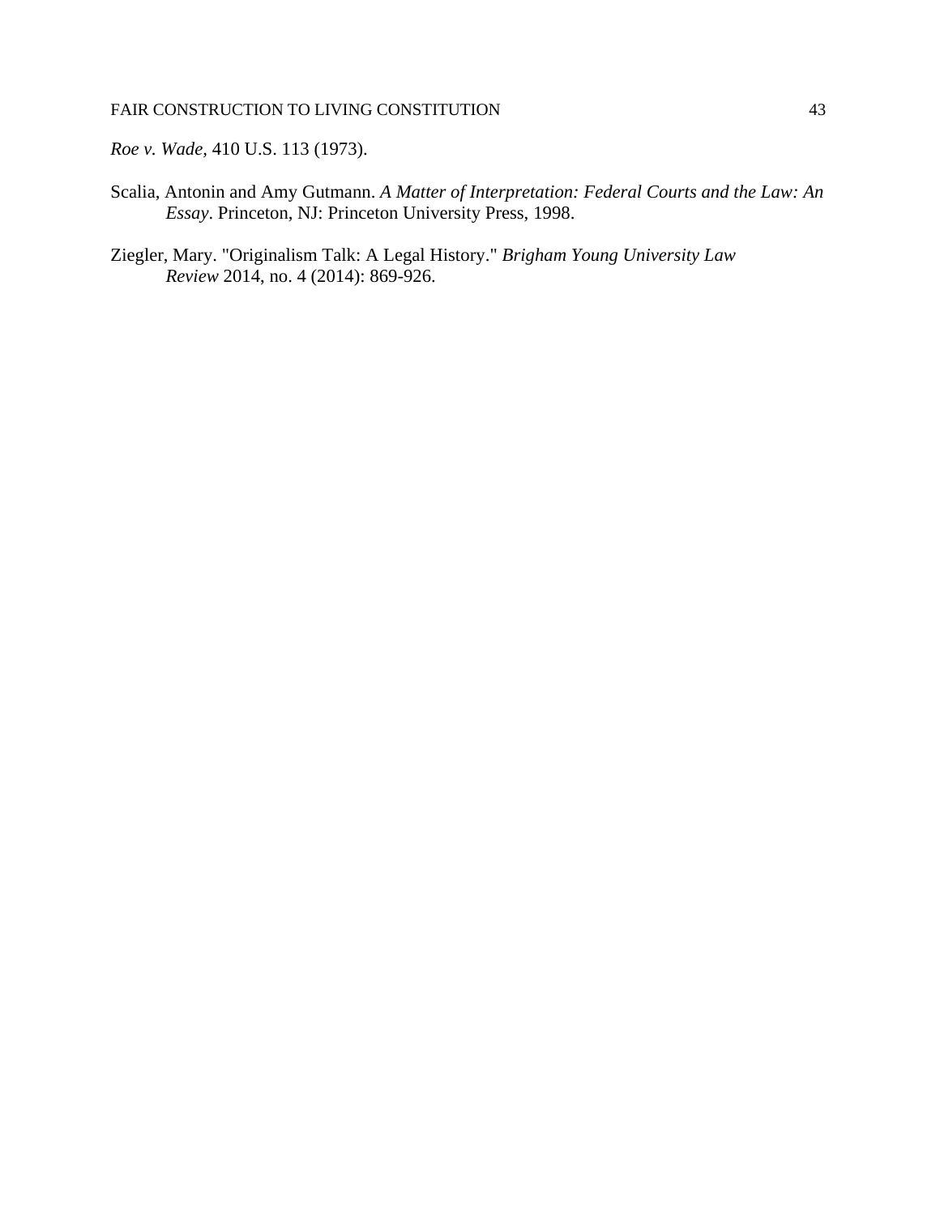*Roe v. Wade*, 410 U.S. 113 (1973).

Scalia, Antonin and Amy Gutmann. *A Matter of Interpretation: Federal Courts and the Law: An Essay*. Princeton, NJ: Princeton University Press, 1998.

Ziegler, Mary. "Originalism Talk: A Legal History." *Brigham Young University Law Review* 2014, no. 4 (2014): 869-926.